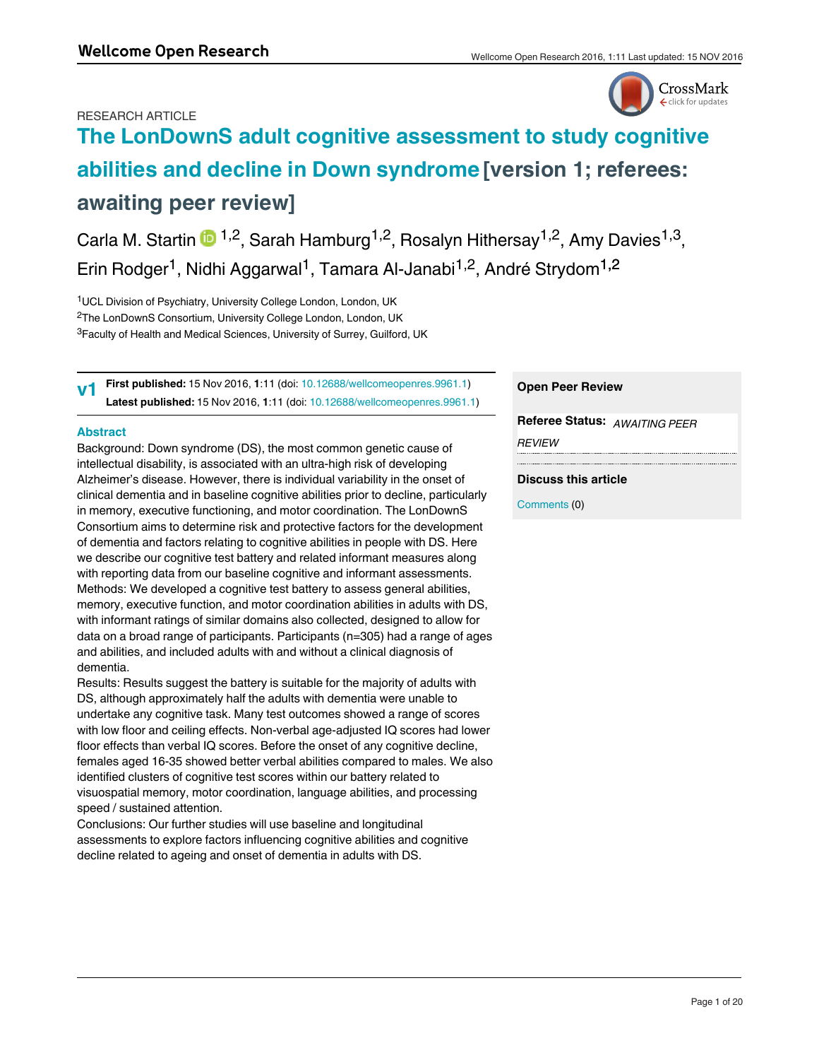RESEARCH ARTICLE

# The LonDownS adult cognitive assessment to study cognitive abilities and decline in Down syndrome [version 1; referees: awaiting peer review]

Carla M. Startin[1,2], Sarah Hamburg[1,2], Rosalyn Hithersay[1,2], Amy Davies[1,3], Erin Rodger[1], Nidhi Aggarwal[1], Tamara Al-Janabi[1,2], André Strydom[1,2]

[1]UCL Division of Psychiatry, University College London, London, UK
[2]The LonDownS Consortium, University College London, London, UK
[3]Faculty of Health and Medical Sciences, University of Surrey, Guildford, UK

**v1** **First published:** 15 Nov 2016, **1**:11 (doi: 10.12688/wellcomeopenres.9961.1)
**Latest published:** 15 Nov 2016, **1**:11 (doi: 10.12688/wellcomeopenres.9961.1)

## Abstract

Background: Down syndrome (DS), the most common genetic cause of intellectual disability, is associated with an ultra-high risk of developing Alzheimer's disease. However, there is individual variability in the onset of clinical dementia and in baseline cognitive abilities prior to decline, particularly in memory, executive functioning, and motor coordination. The LonDownS Consortium aims to determine risk and protective factors for the development of dementia and factors relating to cognitive abilities in people with DS. Here we describe our cognitive test battery and related informant measures along with reporting data from our baseline cognitive and informant assessments.

Methods: We developed a cognitive test battery to assess general abilities, memory, executive function, and motor coordination abilities in adults with DS, with informant ratings of similar domains also collected, designed to allow for data on a broad range of participants. Participants (n=305) had a range of ages and abilities, and included adults with and without a clinical diagnosis of dementia.

Results: Results suggest the battery is suitable for the majority of adults with DS, although approximately half the adults with dementia were unable to undertake any cognitive task. Many test outcomes showed a range of scores with low floor and ceiling effects. Non-verbal age-adjusted IQ scores had lower floor effects than verbal IQ scores. Before the onset of any cognitive decline, females aged 16-35 showed better verbal abilities compared to males. We also identified clusters of cognitive test scores within our battery related to visuospatial memory, motor coordination, language abilities, and processing speed / sustained attention.

Conclusions: Our further studies will use baseline and longitudinal assessments to explore factors influencing cognitive abilities and cognitive decline related to ageing and onset of dementia in adults with DS.

**Open Peer Review**

**Referee Status:** *AWAITING PEER REVIEW*

**Discuss this article**

Comments (0)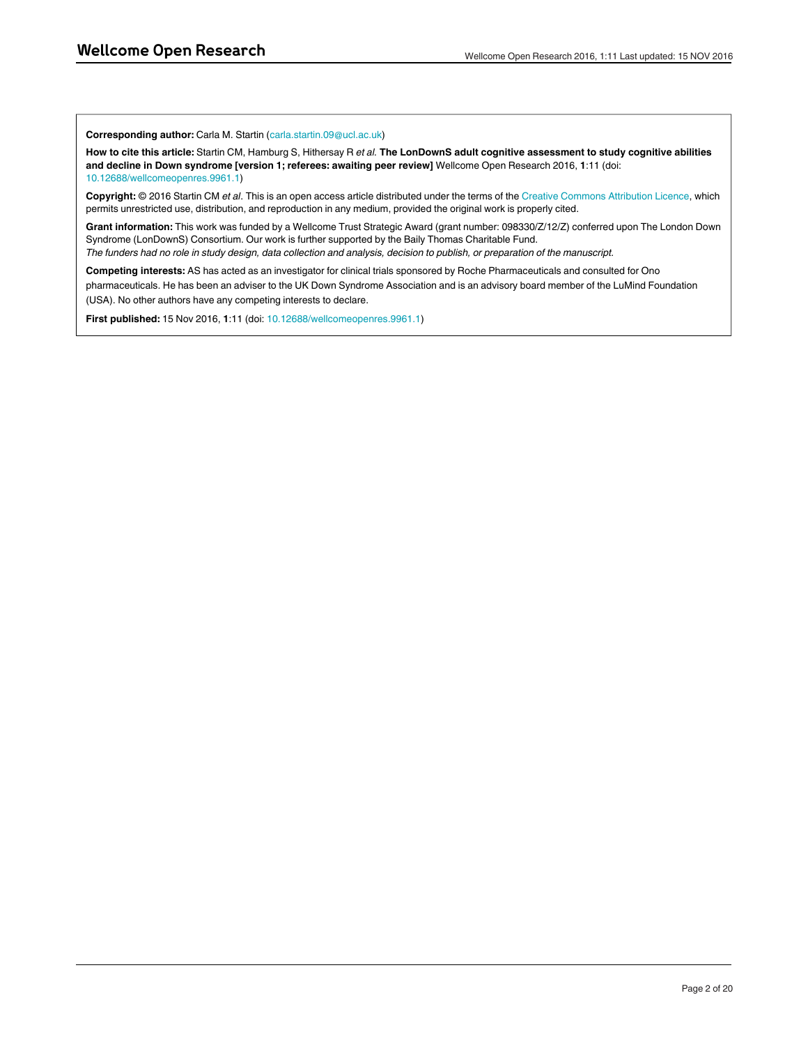**Corresponding author:** Carla M. Startin (carla.startin.09@ucl.ac.uk)

**How to cite this article:** Startin CM, Hamburg S, Hithersay R *et al.* **The LonDownS adult cognitive assessment to study cognitive abilities and decline in Down syndrome [version 1; referees: awaiting peer review]** Wellcome Open Research 2016, **1**:11 (doi: 10.12688/wellcomeopenres.9961.1)

**Copyright:** © 2016 Startin CM *et al*. This is an open access article distributed under the terms of the Creative Commons Attribution Licence, which permits unrestricted use, distribution, and reproduction in any medium, provided the original work is properly cited.

**Grant information:** This work was funded by a Wellcome Trust Strategic Award (grant number: 098330/Z/12/Z) conferred upon The London Down Syndrome (LonDownS) Consortium. Our work is further supported by the Baily Thomas Charitable Fund.
*The funders had no role in study design, data collection and analysis, decision to publish, or preparation of the manuscript.*

**Competing interests:** AS has acted as an investigator for clinical trials sponsored by Roche Pharmaceuticals and consulted for Ono pharmaceuticals. He has been an adviser to the UK Down Syndrome Association and is an advisory board member of the LuMind Foundation (USA). No other authors have any competing interests to declare.

**First published:** 15 Nov 2016, **1**:11 (doi: 10.12688/wellcomeopenres.9961.1)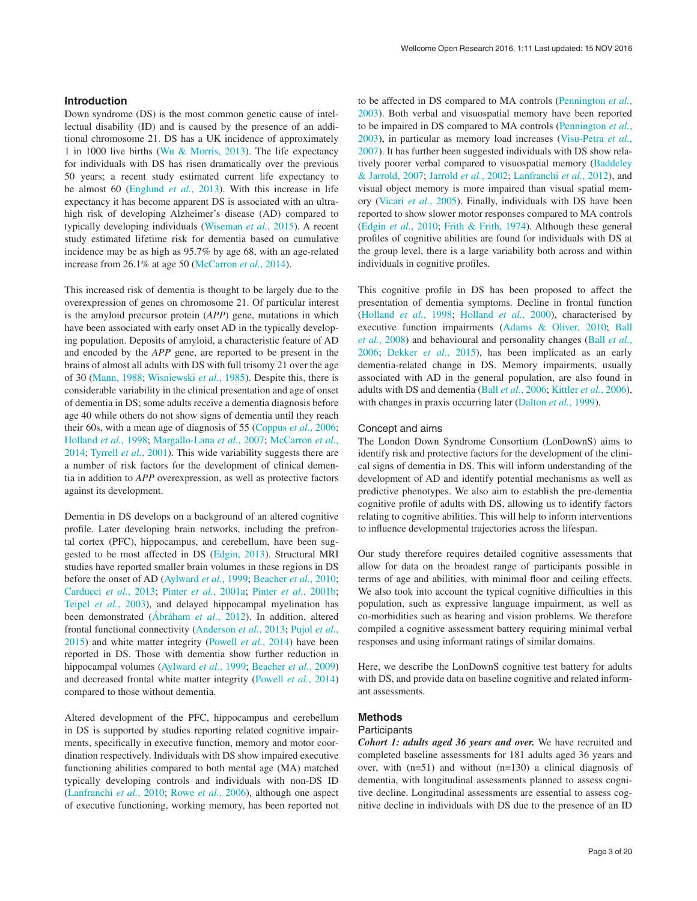## Introduction

Down syndrome (DS) is the most common genetic cause of intellectual disability (ID) and is caused by the presence of an additional chromosome 21. DS has a UK incidence of approximately 1 in 1000 live births (Wu & Morris, 2013). The life expectancy for individuals with DS has risen dramatically over the previous 50 years; a recent study estimated current life expectancy to be almost 60 (Englund *et al.*, 2013). With this increase in life expectancy it has become apparent DS is associated with an ultra-high risk of developing Alzheimer's disease (AD) compared to typically developing individuals (Wiseman *et al.*, 2015). A recent study estimated lifetime risk for dementia based on cumulative incidence may be as high as 95.7% by age 68, with an age-related increase from 26.1% at age 50 (McCarron *et al.*, 2014).

This increased risk of dementia is thought to be largely due to the overexpression of genes on chromosome 21. Of particular interest is the amyloid precursor protein (*APP*) gene, mutations in which have been associated with early onset AD in the typically developing population. Deposits of amyloid, a characteristic feature of AD and encoded by the *APP* gene, are reported to be present in the brains of almost all adults with DS with full trisomy 21 over the age of 30 (Mann, 1988; Wisniewski *et al.*, 1985). Despite this, there is considerable variability in the clinical presentation and age of onset of dementia in DS; some adults receive a dementia diagnosis before age 40 while others do not show signs of dementia until they reach their 60s, with a mean age of diagnosis of 55 (Coppus *et al.*, 2006; Holland *et al.*, 1998; Margallo-Lana *et al.*, 2007; McCarron *et al.*, 2014; Tyrrell *et al.*, 2001). This wide variability suggests there are a number of risk factors for the development of clinical dementia in addition to *APP* overexpression, as well as protective factors against its development.

Dementia in DS develops on a background of an altered cognitive profile. Later developing brain networks, including the prefrontal cortex (PFC), hippocampus, and cerebellum, have been suggested to be most affected in DS (Edgin, 2013). Structural MRI studies have reported smaller brain volumes in these regions in DS before the onset of AD (Aylward *et al.*, 1999; Beacher *et al.*, 2010; Carducci *et al.*, 2013; Pinter *et al.*, 2001a; Pinter *et al.*, 2001b; Teipel *et al.*, 2003), and delayed hippocampal myelination has been demonstrated (Ábrahám *et al.*, 2012). In addition, altered frontal functional connectivity (Anderson *et al.*, 2013; Pujol *et al.*, 2015) and white matter integrity (Powell *et al.*, 2014) have been reported in DS. Those with dementia show further reduction in hippocampal volumes (Aylward *et al.*, 1999; Beacher *et al.*, 2009) and decreased frontal white matter integrity (Powell *et al.*, 2014) compared to those without dementia.

Altered development of the PFC, hippocampus and cerebellum in DS is supported by studies reporting related cognitive impairments, specifically in executive function, memory and motor coordination respectively. Individuals with DS show impaired executive functioning abilities compared to both mental age (MA) matched typically developing controls and individuals with non-DS ID (Lanfranchi *et al.*, 2010; Rowe *et al.*, 2006), although one aspect of executive functioning, working memory, has been reported not to be affected in DS compared to MA controls (Pennington *et al.*, 2003). Both verbal and visuospatial memory have been reported to be impaired in DS compared to MA controls (Pennington *et al.*, 2003), in particular as memory load increases (Visu-Petra *et al.*, 2007). It has further been suggested individuals with DS show relatively poorer verbal compared to visuospatial memory (Baddeley & Jarrold, 2007; Jarrold *et al.*, 2002; Lanfranchi *et al.*, 2012), and visual object memory is more impaired than visual spatial memory (Vicari *et al.*, 2005). Finally, individuals with DS have been reported to show slower motor responses compared to MA controls (Edgin *et al.*, 2010; Frith & Frith, 1974). Although these general profiles of cognitive abilities are found for individuals with DS at the group level, there is a large variability both across and within individuals in cognitive profiles.

This cognitive profile in DS has been proposed to affect the presentation of dementia symptoms. Decline in frontal function (Holland *et al.*, 1998; Holland *et al.*, 2000), characterised by executive function impairments (Adams & Oliver, 2010; Ball *et al.*, 2008) and behavioural and personality changes (Ball *et al.*, 2006; Dekker *et al.*, 2015), has been implicated as an early dementia-related change in DS. Memory impairments, usually associated with AD in the general population, are also found in adults with DS and dementia (Ball *et al.*, 2006; Kittler *et al.*, 2006), with changes in praxis occurring later (Dalton *et al.*, 1999).

### Concept and aims

The London Down Syndrome Consortium (LonDownS) aims to identify risk and protective factors for the development of the clinical signs of dementia in DS. This will inform understanding of the development of AD and identify potential mechanisms as well as predictive phenotypes. We also aim to establish the pre-dementia cognitive profile of adults with DS, allowing us to identify factors relating to cognitive abilities. This will help to inform interventions to influence developmental trajectories across the lifespan.

Our study therefore requires detailed cognitive assessments that allow for data on the broadest range of participants possible in terms of age and abilities, with minimal floor and ceiling effects. We also took into account the typical cognitive difficulties in this population, such as expressive language impairment, as well as co-morbidities such as hearing and vision problems. We therefore compiled a cognitive assessment battery requiring minimal verbal responses and using informant ratings of similar domains.

Here, we describe the LonDownS cognitive test battery for adults with DS, and provide data on baseline cognitive and related informant assessments.

## Methods

### Participants

***Cohort 1: adults aged 36 years and over.*** We have recruited and completed baseline assessments for 181 adults aged 36 years and over, with (n=51) and without (n=130) a clinical diagnosis of dementia, with longitudinal assessments planned to assess cognitive decline. Longitudinal assessments are essential to assess cognitive decline in individuals with DS due to the presence of an ID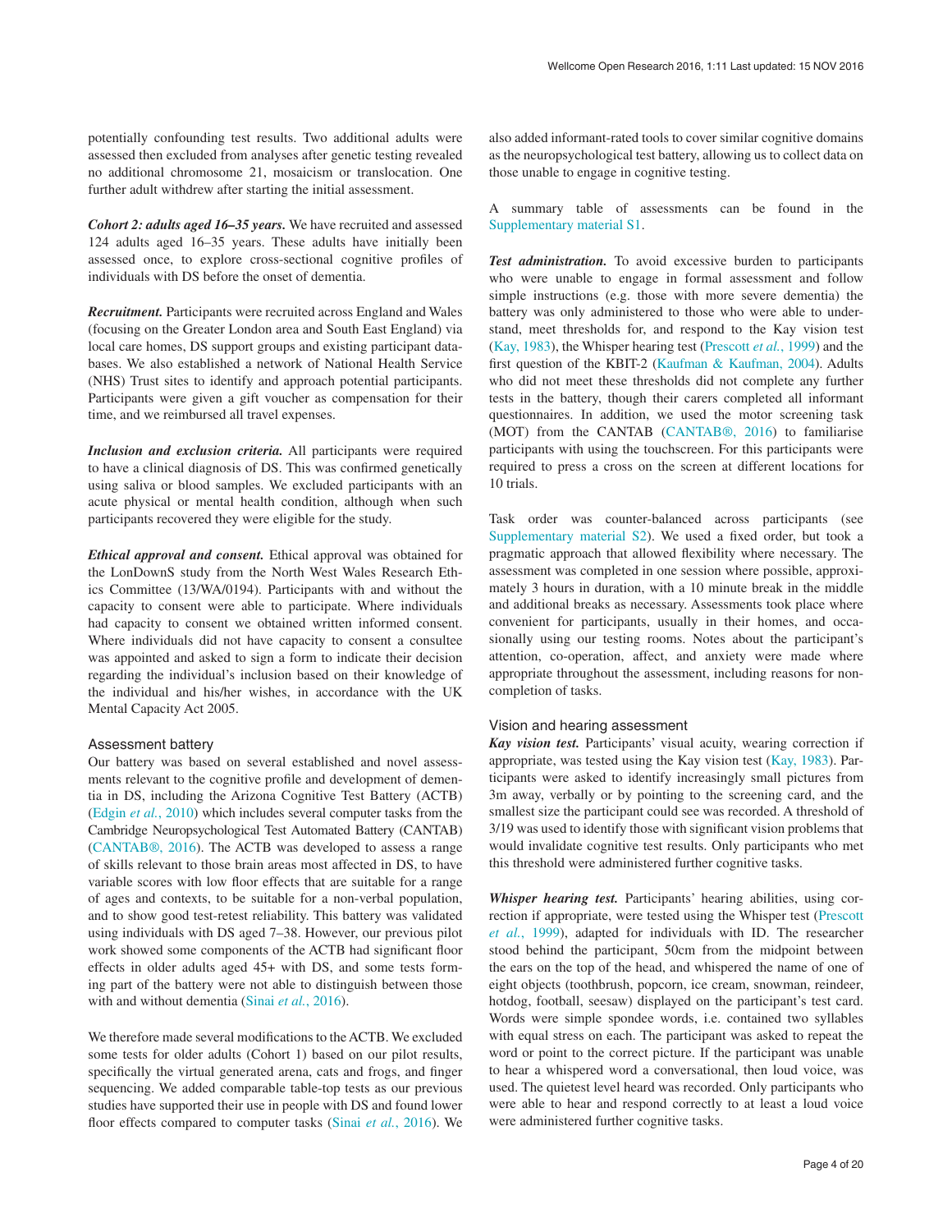potentially confounding test results. Two additional adults were assessed then excluded from analyses after genetic testing revealed no additional chromosome 21, mosaicism or translocation. One further adult withdrew after starting the initial assessment.

***Cohort 2: adults aged 16–35 years.*** We have recruited and assessed 124 adults aged 16–35 years. These adults have initially been assessed once, to explore cross-sectional cognitive profiles of individuals with DS before the onset of dementia.

***Recruitment.*** Participants were recruited across England and Wales (focusing on the Greater London area and South East England) via local care homes, DS support groups and existing participant databases. We also established a network of National Health Service (NHS) Trust sites to identify and approach potential participants. Participants were given a gift voucher as compensation for their time, and we reimbursed all travel expenses.

***Inclusion and exclusion criteria.*** All participants were required to have a clinical diagnosis of DS. This was confirmed genetically using saliva or blood samples. We excluded participants with an acute physical or mental health condition, although when such participants recovered they were eligible for the study.

***Ethical approval and consent.*** Ethical approval was obtained for the LonDownS study from the North West Wales Research Ethics Committee (13/WA/0194). Participants with and without the capacity to consent were able to participate. Where individuals had capacity to consent we obtained written informed consent. Where individuals did not have capacity to consent a consultee was appointed and asked to sign a form to indicate their decision regarding the individual's inclusion based on their knowledge of the individual and his/her wishes, in accordance with the UK Mental Capacity Act 2005.

### Assessment battery

Our battery was based on several established and novel assessments relevant to the cognitive profile and development of dementia in DS, including the Arizona Cognitive Test Battery (ACTB) (Edgin *et al.*, 2010) which includes several computer tasks from the Cambridge Neuropsychological Test Automated Battery (CANTAB) (CANTAB®, 2016). The ACTB was developed to assess a range of skills relevant to those brain areas most affected in DS, to have variable scores with low floor effects that are suitable for a range of ages and contexts, to be suitable for a non-verbal population, and to show good test-retest reliability. This battery was validated using individuals with DS aged 7–38. However, our previous pilot work showed some components of the ACTB had significant floor effects in older adults aged 45+ with DS, and some tests forming part of the battery were not able to distinguish between those with and without dementia (Sinai *et al.*, 2016).

We therefore made several modifications to the ACTB. We excluded some tests for older adults (Cohort 1) based on our pilot results, specifically the virtual generated arena, cats and frogs, and finger sequencing. We added comparable table-top tests as our previous studies have supported their use in people with DS and found lower floor effects compared to computer tasks (Sinai *et al.*, 2016). We also added informant-rated tools to cover similar cognitive domains as the neuropsychological test battery, allowing us to collect data on those unable to engage in cognitive testing.

A summary table of assessments can be found in the Supplementary material S1.

***Test administration.*** To avoid excessive burden to participants who were unable to engage in formal assessment and follow simple instructions (e.g. those with more severe dementia) the battery was only administered to those who were able to understand, meet thresholds for, and respond to the Kay vision test (Kay, 1983), the Whisper hearing test (Prescott *et al.*, 1999) and the first question of the KBIT-2 (Kaufman & Kaufman, 2004). Adults who did not meet these thresholds did not complete any further tests in the battery, though their carers completed all informant questionnaires. In addition, we used the motor screening task (MOT) from the CANTAB (CANTAB®, 2016) to familiarise participants with using the touchscreen. For this participants were required to press a cross on the screen at different locations for 10 trials.

Task order was counter-balanced across participants (see Supplementary material S2). We used a fixed order, but took a pragmatic approach that allowed flexibility where necessary. The assessment was completed in one session where possible, approximately 3 hours in duration, with a 10 minute break in the middle and additional breaks as necessary. Assessments took place where convenient for participants, usually in their homes, and occasionally using our testing rooms. Notes about the participant's attention, co-operation, affect, and anxiety were made where appropriate throughout the assessment, including reasons for non-completion of tasks.

### Vision and hearing assessment

***Kay vision test.*** Participants' visual acuity, wearing correction if appropriate, was tested using the Kay vision test (Kay, 1983). Participants were asked to identify increasingly small pictures from 3m away, verbally or by pointing to the screening card, and the smallest size the participant could see was recorded. A threshold of 3/19 was used to identify those with significant vision problems that would invalidate cognitive test results. Only participants who met this threshold were administered further cognitive tasks.

***Whisper hearing test.*** Participants' hearing abilities, using correction if appropriate, were tested using the Whisper test (Prescott *et al.*, 1999), adapted for individuals with ID. The researcher stood behind the participant, 50cm from the midpoint between the ears on the top of the head, and whispered the name of one of eight objects (toothbrush, popcorn, ice cream, snowman, reindeer, hotdog, football, seesaw) displayed on the participant's test card. Words were simple spondee words, i.e. contained two syllables with equal stress on each. The participant was asked to repeat the word or point to the correct picture. If the participant was unable to hear a whispered word a conversational, then loud voice, was used. The quietest level heard was recorded. Only participants who were able to hear and respond correctly to at least a loud voice were administered further cognitive tasks.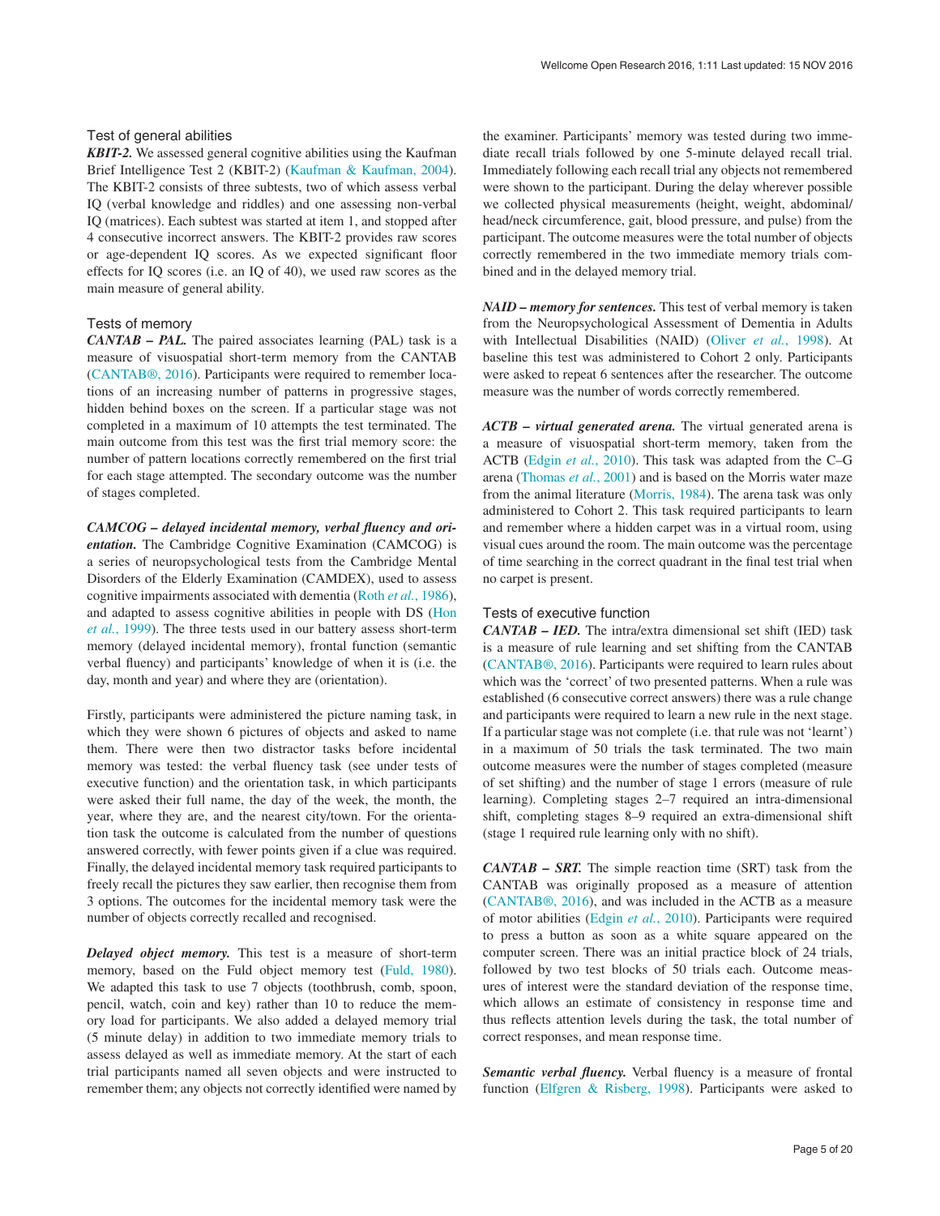## Test of general abilities

***KBIT-2.*** We assessed general cognitive abilities using the Kaufman Brief Intelligence Test 2 (KBIT-2) (Kaufman & Kaufman, 2004). The KBIT-2 consists of three subtests, two of which assess verbal IQ (verbal knowledge and riddles) and one assessing non-verbal IQ (matrices). Each subtest was started at item 1, and stopped after 4 consecutive incorrect answers. The KBIT-2 provides raw scores or age-dependent IQ scores. As we expected significant floor effects for IQ scores (i.e. an IQ of 40), we used raw scores as the main measure of general ability.

## Tests of memory

***CANTAB – PAL.*** The paired associates learning (PAL) task is a measure of visuospatial short-term memory from the CANTAB (CANTAB®, 2016). Participants were required to remember locations of an increasing number of patterns in progressive stages, hidden behind boxes on the screen. If a particular stage was not completed in a maximum of 10 attempts the test terminated. The main outcome from this test was the first trial memory score: the number of pattern locations correctly remembered on the first trial for each stage attempted. The secondary outcome was the number of stages completed.

***CAMCOG – delayed incidental memory, verbal fluency and orientation.*** The Cambridge Cognitive Examination (CAMCOG) is a series of neuropsychological tests from the Cambridge Mental Disorders of the Elderly Examination (CAMDEX), used to assess cognitive impairments associated with dementia (Roth *et al.*, 1986), and adapted to assess cognitive abilities in people with DS (Hon *et al.*, 1999). The three tests used in our battery assess short-term memory (delayed incidental memory), frontal function (semantic verbal fluency) and participants' knowledge of when it is (i.e. the day, month and year) and where they are (orientation).

Firstly, participants were administered the picture naming task, in which they were shown 6 pictures of objects and asked to name them. There were then two distractor tasks before incidental memory was tested: the verbal fluency task (see under tests of executive function) and the orientation task, in which participants were asked their full name, the day of the week, the month, the year, where they are, and the nearest city/town. For the orientation task the outcome is calculated from the number of questions answered correctly, with fewer points given if a clue was required. Finally, the delayed incidental memory task required participants to freely recall the pictures they saw earlier, then recognise them from 3 options. The outcomes for the incidental memory task were the number of objects correctly recalled and recognised.

***Delayed object memory.*** This test is a measure of short-term memory, based on the Fuld object memory test (Fuld, 1980). We adapted this task to use 7 objects (toothbrush, comb, spoon, pencil, watch, coin and key) rather than 10 to reduce the memory load for participants. We also added a delayed memory trial (5 minute delay) in addition to two immediate memory trials to assess delayed as well as immediate memory. At the start of each trial participants named all seven objects and were instructed to remember them; any objects not correctly identified were named by the examiner. Participants' memory was tested during two immediate recall trials followed by one 5-minute delayed recall trial. Immediately following each recall trial any objects not remembered were shown to the participant. During the delay wherever possible we collected physical measurements (height, weight, abdominal/head/neck circumference, gait, blood pressure, and pulse) from the participant. The outcome measures were the total number of objects correctly remembered in the two immediate memory trials combined and in the delayed memory trial.

***NAID – memory for sentences.*** This test of verbal memory is taken from the Neuropsychological Assessment of Dementia in Adults with Intellectual Disabilities (NAID) (Oliver *et al.*, 1998). At baseline this test was administered to Cohort 2 only. Participants were asked to repeat 6 sentences after the researcher. The outcome measure was the number of words correctly remembered.

***ACTB – virtual generated arena.*** The virtual generated arena is a measure of visuospatial short-term memory, taken from the ACTB (Edgin *et al.*, 2010). This task was adapted from the C–G arena (Thomas *et al.*, 2001) and is based on the Morris water maze from the animal literature (Morris, 1984). The arena task was only administered to Cohort 2. This task required participants to learn and remember where a hidden carpet was in a virtual room, using visual cues around the room. The main outcome was the percentage of time searching in the correct quadrant in the final test trial when no carpet is present.

## Tests of executive function

***CANTAB – IED.*** The intra/extra dimensional set shift (IED) task is a measure of rule learning and set shifting from the CANTAB (CANTAB®, 2016). Participants were required to learn rules about which was the 'correct' of two presented patterns. When a rule was established (6 consecutive correct answers) there was a rule change and participants were required to learn a new rule in the next stage. If a particular stage was not complete (i.e. that rule was not 'learnt') in a maximum of 50 trials the task terminated. The two main outcome measures were the number of stages completed (measure of set shifting) and the number of stage 1 errors (measure of rule learning). Completing stages 2–7 required an intra-dimensional shift, completing stages 8–9 required an extra-dimensional shift (stage 1 required rule learning only with no shift).

***CANTAB – SRT.*** The simple reaction time (SRT) task from the CANTAB was originally proposed as a measure of attention (CANTAB®, 2016), and was included in the ACTB as a measure of motor abilities (Edgin *et al.*, 2010). Participants were required to press a button as soon as a white square appeared on the computer screen. There was an initial practice block of 24 trials, followed by two test blocks of 50 trials each. Outcome measures of interest were the standard deviation of the response time, which allows an estimate of consistency in response time and thus reflects attention levels during the task, the total number of correct responses, and mean response time.

***Semantic verbal fluency.*** Verbal fluency is a measure of frontal function (Elfgren & Risberg, 1998). Participants were asked to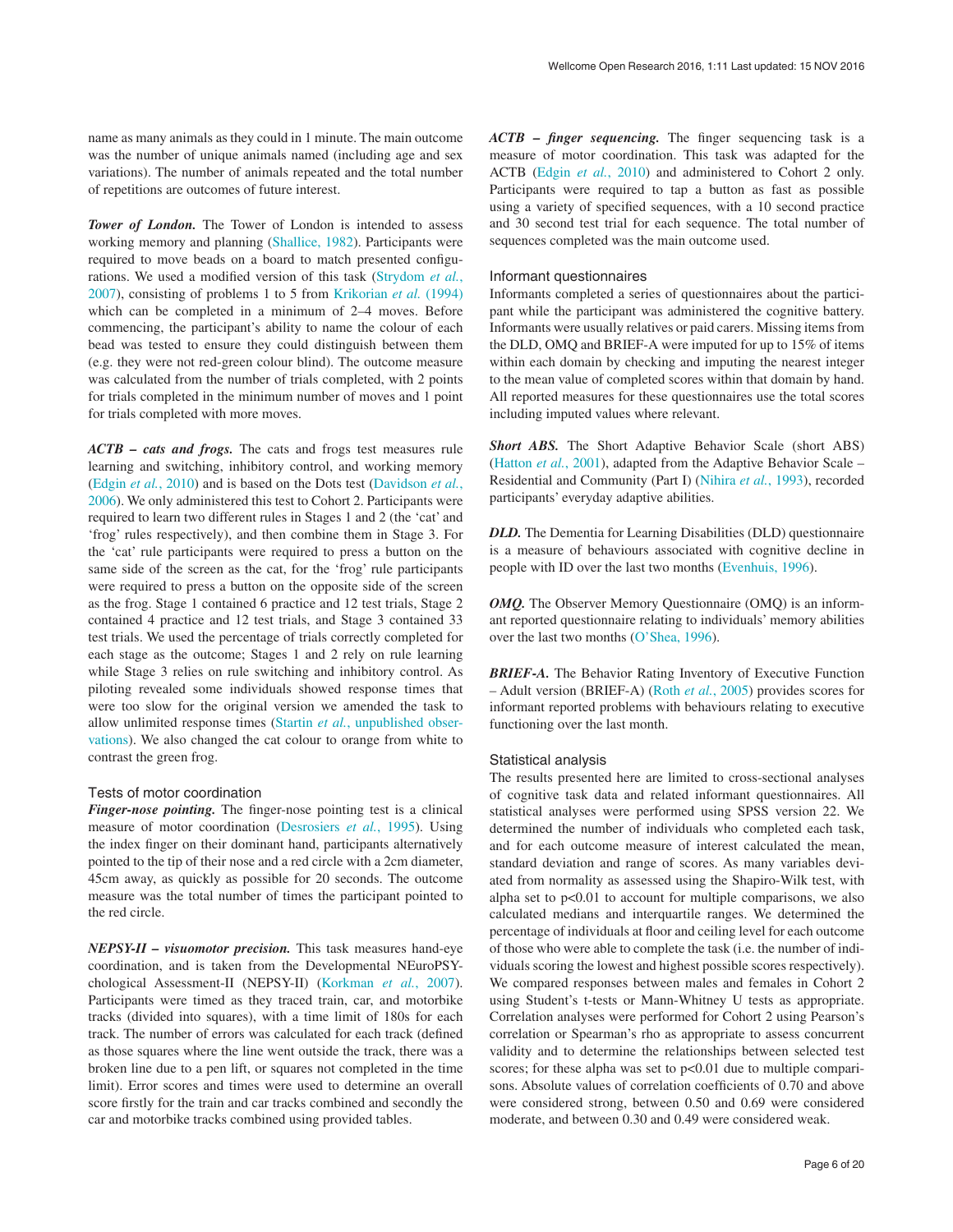name as many animals as they could in 1 minute. The main outcome was the number of unique animals named (including age and sex variations). The number of animals repeated and the total number of repetitions are outcomes of future interest.

***Tower of London.*** The Tower of London is intended to assess working memory and planning (Shallice, 1982). Participants were required to move beads on a board to match presented configurations. We used a modified version of this task (Strydom *et al.*, 2007), consisting of problems 1 to 5 from Krikorian *et al.* (1994) which can be completed in a minimum of 2–4 moves. Before commencing, the participant's ability to name the colour of each bead was tested to ensure they could distinguish between them (e.g. they were not red-green colour blind). The outcome measure was calculated from the number of trials completed, with 2 points for trials completed in the minimum number of moves and 1 point for trials completed with more moves.

***ACTB – cats and frogs.*** The cats and frogs test measures rule learning and switching, inhibitory control, and working memory (Edgin *et al.*, 2010) and is based on the Dots test (Davidson *et al.*, 2006). We only administered this test to Cohort 2. Participants were required to learn two different rules in Stages 1 and 2 (the 'cat' and 'frog' rules respectively), and then combine them in Stage 3. For the 'cat' rule participants were required to press a button on the same side of the screen as the cat, for the 'frog' rule participants were required to press a button on the opposite side of the screen as the frog. Stage 1 contained 6 practice and 12 test trials, Stage 2 contained 4 practice and 12 test trials, and Stage 3 contained 33 test trials. We used the percentage of trials correctly completed for each stage as the outcome; Stages 1 and 2 rely on rule learning while Stage 3 relies on rule switching and inhibitory control. As piloting revealed some individuals showed response times that were too slow for the original version we amended the task to allow unlimited response times (Startin *et al.*, unpublished observations). We also changed the cat colour to orange from white to contrast the green frog.

### Tests of motor coordination

***Finger-nose pointing.*** The finger-nose pointing test is a clinical measure of motor coordination (Desrosiers *et al.*, 1995). Using the index finger on their dominant hand, participants alternatively pointed to the tip of their nose and a red circle with a 2cm diameter, 45cm away, as quickly as possible for 20 seconds. The outcome measure was the total number of times the participant pointed to the red circle.

***NEPSY-II – visuomotor precision.*** This task measures hand-eye coordination, and is taken from the Developmental NEuroPSYchological Assessment-II (NEPSY-II) (Korkman *et al.*, 2007). Participants were timed as they traced train, car, and motorbike tracks (divided into squares), with a time limit of 180s for each track. The number of errors was calculated for each track (defined as those squares where the line went outside the track, there was a broken line due to a pen lift, or squares not completed in the time limit). Error scores and times were used to determine an overall score firstly for the train and car tracks combined and secondly the car and motorbike tracks combined using provided tables.

***ACTB – finger sequencing.*** The finger sequencing task is a measure of motor coordination. This task was adapted for the ACTB (Edgin *et al.*, 2010) and administered to Cohort 2 only. Participants were required to tap a button as fast as possible using a variety of specified sequences, with a 10 second practice and 30 second test trial for each sequence. The total number of sequences completed was the main outcome used.

### Informant questionnaires

Informants completed a series of questionnaires about the participant while the participant was administered the cognitive battery. Informants were usually relatives or paid carers. Missing items from the DLD, OMQ and BRIEF-A were imputed for up to 15% of items within each domain by checking and imputing the nearest integer to the mean value of completed scores within that domain by hand. All reported measures for these questionnaires use the total scores including imputed values where relevant.

***Short ABS.*** The Short Adaptive Behavior Scale (short ABS) (Hatton *et al.*, 2001), adapted from the Adaptive Behavior Scale – Residential and Community (Part I) (Nihira *et al.*, 1993), recorded participants' everyday adaptive abilities.

***DLD.*** The Dementia for Learning Disabilities (DLD) questionnaire is a measure of behaviours associated with cognitive decline in people with ID over the last two months (Evenhuis, 1996).

***OMQ.*** The Observer Memory Questionnaire (OMQ) is an informant reported questionnaire relating to individuals' memory abilities over the last two months (O'Shea, 1996).

***BRIEF-A.*** The Behavior Rating Inventory of Executive Function – Adult version (BRIEF-A) (Roth *et al.*, 2005) provides scores for informant reported problems with behaviours relating to executive functioning over the last month.

### Statistical analysis

The results presented here are limited to cross-sectional analyses of cognitive task data and related informant questionnaires. All statistical analyses were performed using SPSS version 22. We determined the number of individuals who completed each task, and for each outcome measure of interest calculated the mean, standard deviation and range of scores. As many variables deviated from normality as assessed using the Shapiro-Wilk test, with alpha set to $p<0.01$ to account for multiple comparisons, we also calculated medians and interquartile ranges. We determined the percentage of individuals at floor and ceiling level for each outcome of those who were able to complete the task (i.e. the number of individuals scoring the lowest and highest possible scores respectively). We compared responses between males and females in Cohort 2 using Student's t-tests or Mann-Whitney U tests as appropriate. Correlation analyses were performed for Cohort 2 using Pearson's correlation or Spearman's rho as appropriate to assess concurrent validity and to determine the relationships between selected test scores; for these alpha was set to $p<0.01$ due to multiple comparisons. Absolute values of correlation coefficients of 0.70 and above were considered strong, between 0.50 and 0.69 were considered moderate, and between 0.30 and 0.49 were considered weak.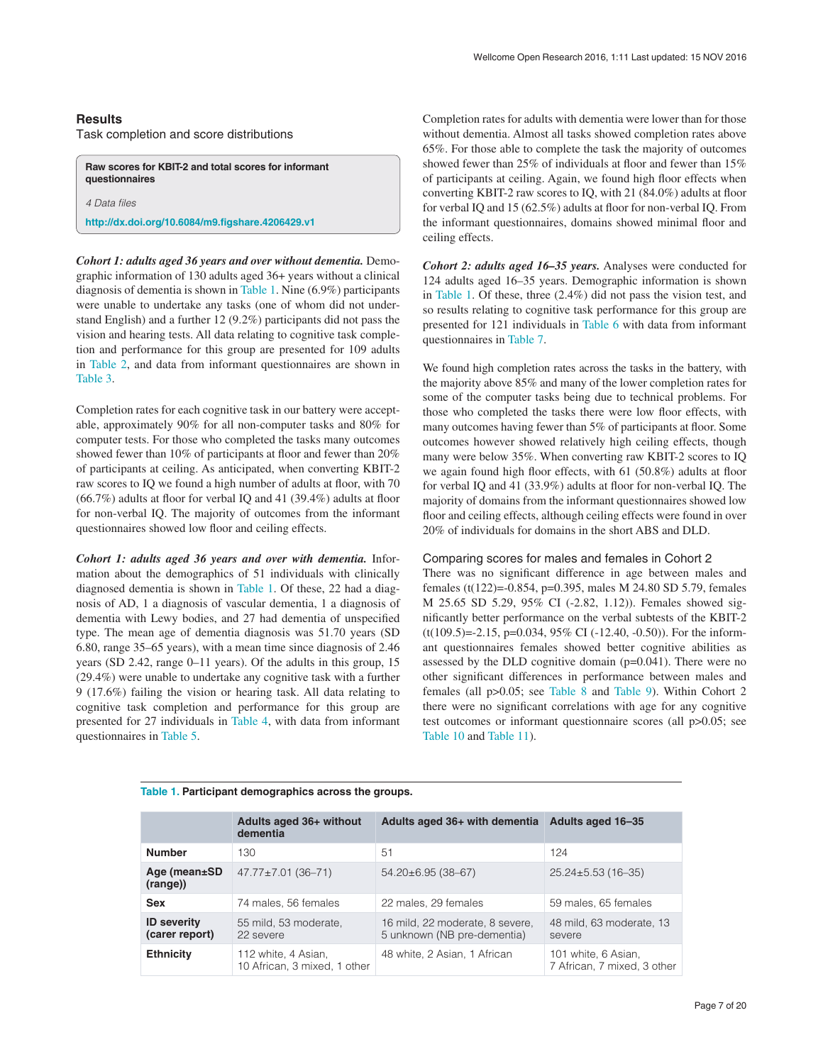## Results

### Task completion and score distributions

**Raw scores for KBIT-2 and total scores for informant questionnaires**

*4 Data files*

**http://dx.doi.org/10.6084/m9.figshare.4206429.v1**

***Cohort 1: adults aged 36 years and over without dementia.*** Demographic information of 130 adults aged 36+ years without a clinical diagnosis of dementia is shown in Table 1. Nine (6.9%) participants were unable to undertake any tasks (one of whom did not understand English) and a further 12 (9.2%) participants did not pass the vision and hearing tests. All data relating to cognitive task completion and performance for this group are presented for 109 adults in Table 2, and data from informant questionnaires are shown in Table 3.

Completion rates for each cognitive task in our battery were acceptable, approximately 90% for all non-computer tasks and 80% for computer tests. For those who completed the tasks many outcomes showed fewer than 10% of participants at floor and fewer than 20% of participants at ceiling. As anticipated, when converting KBIT-2 raw scores to IQ we found a high number of adults at floor, with 70 (66.7%) adults at floor for verbal IQ and 41 (39.4%) adults at floor for non-verbal IQ. The majority of outcomes from the informant questionnaires showed low floor and ceiling effects.

***Cohort 1: adults aged 36 years and over with dementia.*** Information about the demographics of 51 individuals with clinically diagnosed dementia is shown in Table 1. Of these, 22 had a diagnosis of AD, 1 a diagnosis of vascular dementia, 1 a diagnosis of dementia with Lewy bodies, and 27 had dementia of unspecified type. The mean age of dementia diagnosis was 51.70 years (SD 6.80, range 35–65 years), with a mean time since diagnosis of 2.46 years (SD 2.42, range 0–11 years). Of the adults in this group, 15 (29.4%) were unable to undertake any cognitive task with a further 9 (17.6%) failing the vision or hearing task. All data relating to cognitive task completion and performance for this group are presented for 27 individuals in Table 4, with data from informant questionnaires in Table 5.

Completion rates for adults with dementia were lower than for those without dementia. Almost all tasks showed completion rates above 65%. For those able to complete the task the majority of outcomes showed fewer than 25% of individuals at floor and fewer than 15% of participants at ceiling. Again, we found high floor effects when converting KBIT-2 raw scores to IQ, with 21 (84.0%) adults at floor for verbal IQ and 15 (62.5%) adults at floor for non-verbal IQ. From the informant questionnaires, domains showed minimal floor and ceiling effects.

***Cohort 2: adults aged 16–35 years.*** Analyses were conducted for 124 adults aged 16–35 years. Demographic information is shown in Table 1. Of these, three (2.4%) did not pass the vision test, and so results relating to cognitive task performance for this group are presented for 121 individuals in Table 6 with data from informant questionnaires in Table 7.

We found high completion rates across the tasks in the battery, with the majority above 85% and many of the lower completion rates for some of the computer tasks being due to technical problems. For those who completed the tasks there were low floor effects, with many outcomes having fewer than 5% of participants at floor. Some outcomes however showed relatively high ceiling effects, though many were below 35%. When converting raw KBIT-2 scores to IQ we again found high floor effects, with 61 (50.8%) adults at floor for verbal IQ and 41 (33.9%) adults at floor for non-verbal IQ. The majority of domains from the informant questionnaires showed low floor and ceiling effects, although ceiling effects were found in over 20% of individuals for domains in the short ABS and DLD.

### Comparing scores for males and females in Cohort 2

There was no significant difference in age between males and females (t(122)=-0.854, p=0.395, males M 24.80 SD 5.79, females M 25.65 SD 5.29, 95% CI (-2.82, 1.12)). Females showed significantly better performance on the verbal subtests of the KBIT-2 (t(109.5)=-2.15, p=0.034, 95% CI (-12.40, -0.50)). For the informant questionnaires females showed better cognitive abilities as assessed by the DLD cognitive domain (p=0.041). There were no other significant differences in performance between males and females (all p>0.05; see Table 8 and Table 9). Within Cohort 2 there were no significant correlations with age for any cognitive test outcomes or informant questionnaire scores (all p>0.05; see Table 10 and Table 11).

**Table 1. Participant demographics across the groups.**

| | Adults aged 36+ without dementia | Adults aged 36+ with dementia | Adults aged 16–35 |
|---|---|---|---|
| **Number** | 130 | 51 | 124 |
| **Age (mean±SD (range))** | 47.77±7.01 (36–71) | 54.20±6.95 (38–67) | 25.24±5.53 (16–35) |
| **Sex** | 74 males, 56 females | 22 males, 29 females | 59 males, 65 females |
| **ID severity (carer report)** | 55 mild, 53 moderate, 22 severe | 16 mild, 22 moderate, 8 severe, 5 unknown (NB pre-dementia) | 48 mild, 63 moderate, 13 severe |
| **Ethnicity** | 112 white, 4 Asian, 10 African, 3 mixed, 1 other | 48 white, 2 Asian, 1 African | 101 white, 6 Asian, 7 African, 7 mixed, 3 other |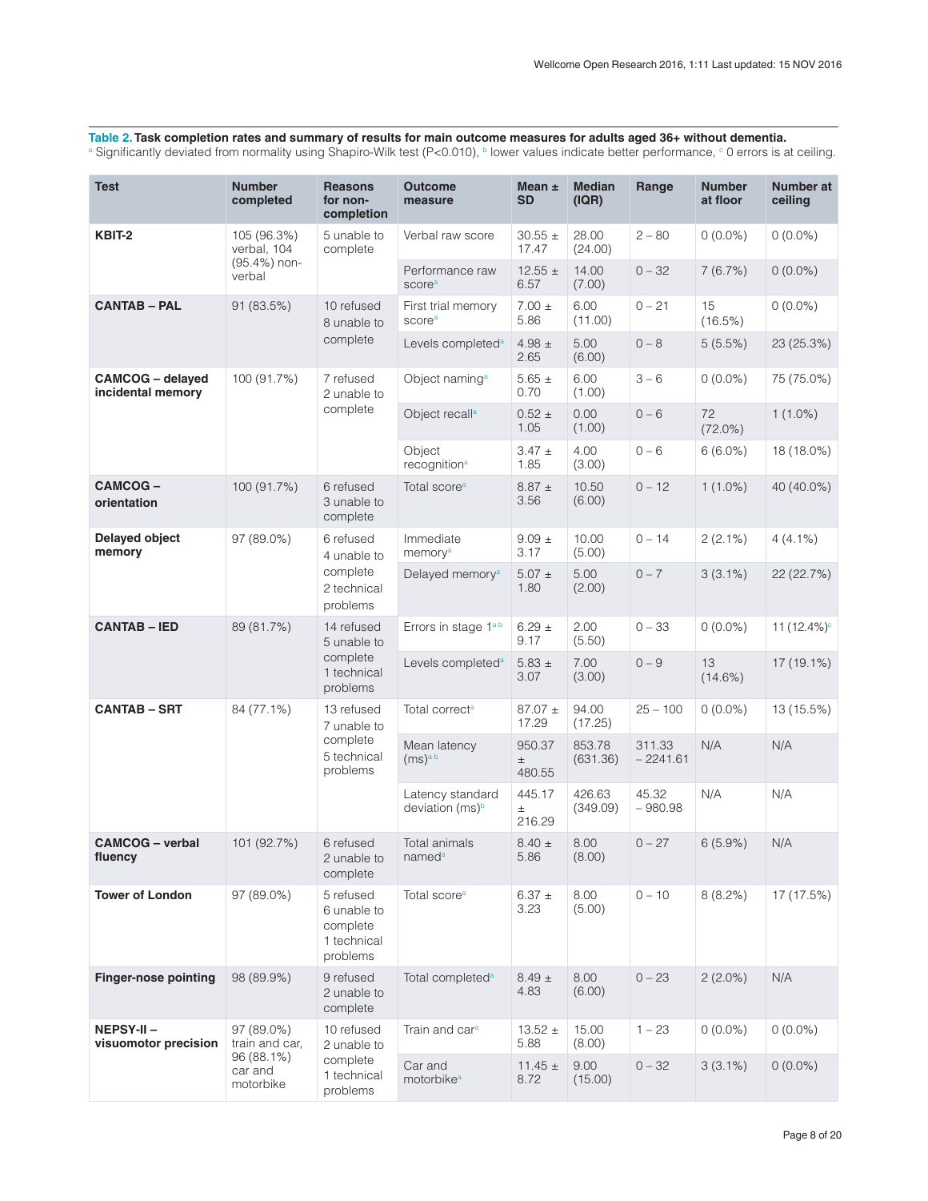**Table 2. Task completion rates and summary of results for main outcome measures for adults aged 36+ without dementia.**
[a] Significantly deviated from normality using Shapiro-Wilk test (P<0.010), [b] lower values indicate better performance, [c] 0 errors is at ceiling.

| Test | Number completed | Reasons for non-completion | Outcome measure | Mean ± SD | Median (IQR) | Range | Number at floor | Number at ceiling |
|---|---|---|---|---|---|---|---|---|
| **KBIT-2** | 105 (96.3%) verbal, 104 (95.4%) non-verbal | 5 unable to complete | Verbal raw score | 30.55 ± 17.47 | 28.00 (24.00) | 2 – 80 | 0 (0.0%) | 0 (0.0%) |
| | | | Performance raw score[a] | 12.55 ± 6.57 | 14.00 (7.00) | 0 – 32 | 7 (6.7%) | 0 (0.0%) |
| **CANTAB – PAL** | 91 (83.5%) | 10 refused 8 unable to complete | First trial memory score[a] | 7.00 ± 5.86 | 6.00 (11.00) | 0 – 21 | 15 (16.5%) | 0 (0.0%) |
| | | | Levels completed[a] | 4.98 ± 2.65 | 5.00 (6.00) | 0 – 8 | 5 (5.5%) | 23 (25.3%) |
| **CAMCOG – delayed incidental memory** | 100 (91.7%) | 7 refused 2 unable to complete | Object naming[a] | 5.65 ± 0.70 | 6.00 (1.00) | 3 – 6 | 0 (0.0%) | 75 (75.0%) |
| | | | Object recall[a] | 0.52 ± 1.05 | 0.00 (1.00) | 0 – 6 | 72 (72.0%) | 1 (1.0%) |
| | | | Object recognition[a] | 3.47 ± 1.85 | 4.00 (3.00) | 0 – 6 | 6 (6.0%) | 18 (18.0%) |
| **CAMCOG – orientation** | 100 (91.7%) | 6 refused 3 unable to complete | Total score[a] | 8.87 ± 3.56 | 10.50 (6.00) | 0 – 12 | 1 (1.0%) | 40 (40.0%) |
| **Delayed object memory** | 97 (89.0%) | 6 refused 4 unable to complete 2 technical problems | Immediate memory[a] | 9.09 ± 3.17 | 10.00 (5.00) | 0 – 14 | 2 (2.1%) | 4 (4.1%) |
| | | | Delayed memory[a] | 5.07 ± 1.80 | 5.00 (2.00) | 0 – 7 | 3 (3.1%) | 22 (22.7%) |
| **CANTAB – IED** | 89 (81.7%) | 14 refused 5 unable to complete 1 technical problems | Errors in stage 1[a b] | 6.29 ± 9.17 | 2.00 (5.50) | 0 – 33 | 0 (0.0%) | 11 (12.4%)[c] |
| | | | Levels completed[a] | 5.83 ± 3.07 | 7.00 (3.00) | 0 – 9 | 13 (14.6%) | 17 (19.1%) |
| **CANTAB – SRT** | 84 (77.1%) | 13 refused 7 unable to complete 5 technical problems | Total correct[a] | 87.07 ± 17.29 | 94.00 (17.25) | 25 – 100 | 0 (0.0%) | 13 (15.5%) |
| | | | Mean latency (ms)[a b] | 950.37 ± 480.55 | 853.78 (631.36) | 311.33 – 2241.61 | N/A | N/A |
| | | | Latency standard deviation (ms)[b] | 445.17 ± 216.29 | 426.63 (349.09) | 45.32 – 980.98 | N/A | N/A |
| **CAMCOG – verbal fluency** | 101 (92.7%) | 6 refused 2 unable to complete | Total animals named[a] | 8.40 ± 5.86 | 8.00 (8.00) | 0 – 27 | 6 (5.9%) | N/A |
| **Tower of London** | 97 (89.0%) | 5 refused 6 unable to complete 1 technical problems | Total score[a] | 6.37 ± 3.23 | 8.00 (5.00) | 0 – 10 | 8 (8.2%) | 17 (17.5%) |
| **Finger-nose pointing** | 98 (89.9%) | 9 refused 2 unable to complete | Total completed[a] | 8.49 ± 4.83 | 8.00 (6.00) | 0 – 23 | 2 (2.0%) | N/A |
| **NEPSY-II – visuomotor precision** | 97 (89.0%) train and car, 96 (88.1%) car and motorbike | 10 refused 2 unable to complete 1 technical problems | Train and car[a] | 13.52 ± 5.88 | 15.00 (8.00) | 1 – 23 | 0 (0.0%) | 0 (0.0%) |
| | | | Car and motorbike[a] | 11.45 ± 8.72 | 9.00 (15.00) | 0 – 32 | 3 (3.1%) | 0 (0.0%) |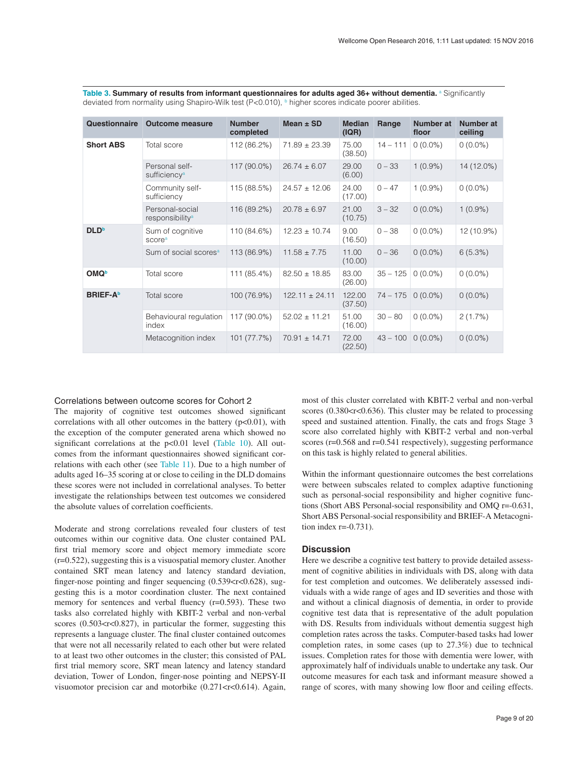**Table 3. Summary of results from informant questionnaires for adults aged 36+ without dementia.** [a] Significantly deviated from normality using Shapiro-Wilk test (P<0.010), [b] higher scores indicate poorer abilities.

| Questionnaire | Outcome measure | Number completed | Mean ± SD | Median (IQR) | Range | Number at floor | Number at ceiling |
|---|---|---|---|---|---|---|---|
| **Short ABS** | Total score | 112 (86.2%) | 71.89 ± 23.39 | 75.00 (38.50) | 14 – 111 | 0 (0.0%) | 0 (0.0%) |
| | Personal self-sufficiency[a] | 117 (90.0%) | 26.74 ± 6.07 | 29.00 (6.00) | 0 – 33 | 1 (0.9%) | 14 (12.0%) |
| | Community self-sufficiency | 115 (88.5%) | 24.57 ± 12.06 | 24.00 (17.00) | 0 – 47 | 1 (0.9%) | 0 (0.0%) |
| | Personal-social responsibility[a] | 116 (89.2%) | 20.78 ± 6.97 | 21.00 (10.75) | 3 – 32 | 0 (0.0%) | 1 (0.9%) |
| **DLD**[b] | Sum of cognitive score[a] | 110 (84.6%) | 12.23 ± 10.74 | 9.00 (16.50) | 0 – 38 | 0 (0.0%) | 12 (10.9%) |
| | Sum of social scores[a] | 113 (86.9%) | 11.58 ± 7.75 | 11.00 (10.00) | 0 – 36 | 0 (0.0%) | 6 (5.3%) |
| **OMQ**[b] | Total score | 111 (85.4%) | 82.50 ± 18.85 | 83.00 (26.00) | 35 – 125 | 0 (0.0%) | 0 (0.0%) |
| **BRIEF-A**[b] | Total score | 100 (76.9%) | 122.11 ± 24.11 | 122.00 (37.50) | 74 – 175 | 0 (0.0%) | 0 (0.0%) |
| | Behavioural regulation index | 117 (90.0%) | 52.02 ± 11.21 | 51.00 (16.00) | 30 – 80 | 0 (0.0%) | 2 (1.7%) |
| | Metacognition index | 101 (77.7%) | 70.91 ± 14.71 | 72.00 (22.50) | 43 – 100 | 0 (0.0%) | 0 (0.0%) |

### Correlations between outcome scores for Cohort 2

The majority of cognitive test outcomes showed significant correlations with all other outcomes in the battery ($p<0.01$), with the exception of the computer generated arena which showed no significant correlations at the $p<0.01$ level (Table 10). All outcomes from the informant questionnaires showed significant correlations with each other (see Table 11). Due to a high number of adults aged 16–35 scoring at or close to ceiling in the DLD domains these scores were not included in correlational analyses. To better investigate the relationships between test outcomes we considered the absolute values of correlation coefficients.

Moderate and strong correlations revealed four clusters of test outcomes within our cognitive data. One cluster contained PAL first trial memory score and object memory immediate score ($r=0.522$), suggesting this is a visuospatial memory cluster. Another contained SRT mean latency and latency standard deviation, finger-nose pointing and finger sequencing ($0.539<r<0.628$), suggesting this is a motor coordination cluster. The next contained memory for sentences and verbal fluency ($r=0.593$). These two tasks also correlated highly with KBIT-2 verbal and non-verbal scores ($0.503<r<0.827$), in particular the former, suggesting this represents a language cluster. The final cluster contained outcomes that were not all necessarily related to each other but were related to at least two other outcomes in the cluster; this consisted of PAL first trial memory score, SRT mean latency and latency standard deviation, Tower of London, finger-nose pointing and NEPSY-II visuomotor precision car and motorbike ($0.271<r<0.614$). Again, most of this cluster correlated with KBIT-2 verbal and non-verbal scores ($0.380<r<0.636$). This cluster may be related to processing speed and sustained attention. Finally, the cats and frogs Stage 3 score also correlated highly with KBIT-2 verbal and non-verbal scores ($r=0.568$ and $r=0.541$ respectively), suggesting performance on this task is highly related to general abilities.

Within the informant questionnaire outcomes the best correlations were between subscales related to complex adaptive functioning such as personal-social responsibility and higher cognitive functions (Short ABS Personal-social responsibility and OMQ $r=-0.631$, Short ABS Personal-social responsibility and BRIEF-A Metacognition index $r=-0.731$).

## Discussion

Here we describe a cognitive test battery to provide detailed assessment of cognitive abilities in individuals with DS, along with data for test completion and outcomes. We deliberately assessed individuals with a wide range of ages and ID severities and those with and without a clinical diagnosis of dementia, in order to provide cognitive test data that is representative of the adult population with DS. Results from individuals without dementia suggest high completion rates across the tasks. Computer-based tasks had lower completion rates, in some cases (up to 27.3%) due to technical issues. Completion rates for those with dementia were lower, with approximately half of individuals unable to undertake any task. Our outcome measures for each task and informant measure showed a range of scores, with many showing low floor and ceiling effects.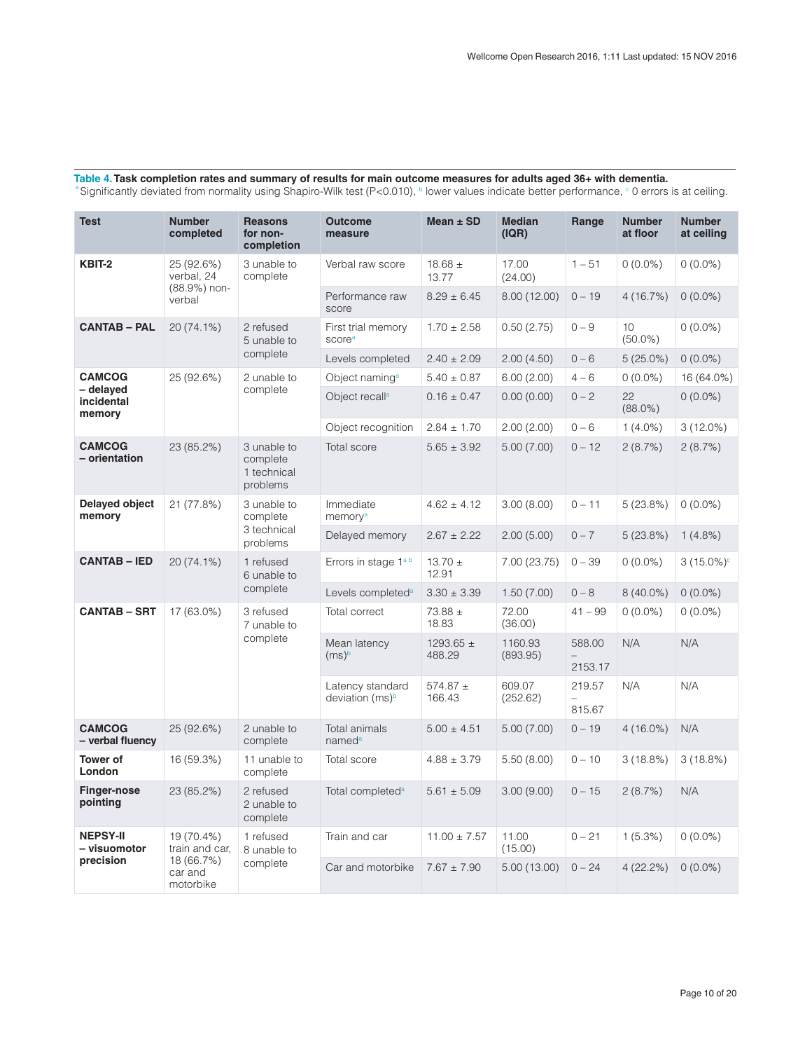**Table 4. Task completion rates and summary of results for main outcome measures for adults aged 36+ with dementia.**
[a]Significantly deviated from normality using Shapiro-Wilk test (P<0.010), [b] lower values indicate better performance, [c] 0 errors is at ceiling.

| Test | Number completed | Reasons for non-completion | Outcome measure | Mean ± SD | Median (IQR) | Range | Number at floor | Number at ceiling |
|---|---|---|---|---|---|---|---|---|
| **KBIT-2** | 25 (92.6%) verbal, 24 (88.9%) non-verbal | 3 unable to complete | Verbal raw score | 18.68 ± 13.77 | 17.00 (24.00) | 1 – 51 | 0 (0.0%) | 0 (0.0%) |
| | | | Performance raw score | 8.29 ± 6.45 | 8.00 (12.00) | 0 – 19 | 4 (16.7%) | 0 (0.0%) |
| **CANTAB – PAL** | 20 (74.1%) | 2 refused 5 unable to complete | First trial memory score[a] | 1.70 ± 2.58 | 0.50 (2.75) | 0 – 9 | 10 (50.0%) | 0 (0.0%) |
| | | | Levels completed | 2.40 ± 2.09 | 2.00 (4.50) | 0 – 6 | 5 (25.0%) | 0 (0.0%) |
| **CAMCOG – delayed incidental memory** | 25 (92.6%) | 2 unable to complete | Object naming[a] | 5.40 ± 0.87 | 6.00 (2.00) | 4 – 6 | 0 (0.0%) | 16 (64.0%) |
| | | | Object recall[a] | 0.16 ± 0.47 | 0.00 (0.00) | 0 – 2 | 22 (88.0%) | 0 (0.0%) |
| | | | Object recognition | 2.84 ± 1.70 | 2.00 (2.00) | 0 – 6 | 1 (4.0%) | 3 (12.0%) |
| **CAMCOG – orientation** | 23 (85.2%) | 3 unable to complete 1 technical problems | Total score | 5.65 ± 3.92 | 5.00 (7.00) | 0 – 12 | 2 (8.7%) | 2 (8.7%) |
| **Delayed object memory** | 21 (77.8%) | 3 unable to complete 3 technical problems | Immediate memory[a] | 4.62 ± 4.12 | 3.00 (8.00) | 0 – 11 | 5 (23.8%) | 0 (0.0%) |
| | | | Delayed memory | 2.67 ± 2.22 | 2.00 (5.00) | 0 – 7 | 5 (23.8%) | 1 (4.8%) |
| **CANTAB – IED** | 20 (74.1%) | 1 refused 6 unable to complete | Errors in stage 1[a b] | 13.70 ± 12.91 | 7.00 (23.75) | 0 – 39 | 0 (0.0%) | 3 (15.0%)[c] |
| | | | Levels completed[a] | 3.30 ± 3.39 | 1.50 (7.00) | 0 – 8 | 8 (40.0%) | 0 (0.0%) |
| **CANTAB – SRT** | 17 (63.0%) | 3 refused 7 unable to complete | Total correct | 73.88 ± 18.83 | 72.00 (36.00) | 41 – 99 | 0 (0.0%) | 0 (0.0%) |
| | | | Mean latency (ms)[b] | 1293.65 ± 488.29 | 1160.93 (893.95) | 588.00 – 2153.17 | N/A | N/A |
| | | | Latency standard deviation (ms)[b] | 574.87 ± 166.43 | 609.07 (252.62) | 219.57 – 815.67 | N/A | N/A |
| **CAMCOG – verbal fluency** | 25 (92.6%) | 2 unable to complete | Total animals named[a] | 5.00 ± 4.51 | 5.00 (7.00) | 0 – 19 | 4 (16.0%) | N/A |
| **Tower of London** | 16 (59.3%) | 11 unable to complete | Total score | 4.88 ± 3.79 | 5.50 (8.00) | 0 – 10 | 3 (18.8%) | 3 (18.8%) |
| **Finger-nose pointing** | 23 (85.2%) | 2 refused 2 unable to complete | Total completed[a] | 5.61 ± 5.09 | 3.00 (9.00) | 0 – 15 | 2 (8.7%) | N/A |
| **NEPSY-II – visuomotor precision** | 19 (70.4%) train and car, 18 (66.7%) car and motorbike | 1 refused 8 unable to complete | Train and car | 11.00 ± 7.57 | 11.00 (15.00) | 0 – 21 | 1 (5.3%) | 0 (0.0%) |
| | | | Car and motorbike | 7.67 ± 7.90 | 5.00 (13.00) | 0 – 24 | 4 (22.2%) | 0 (0.0%) |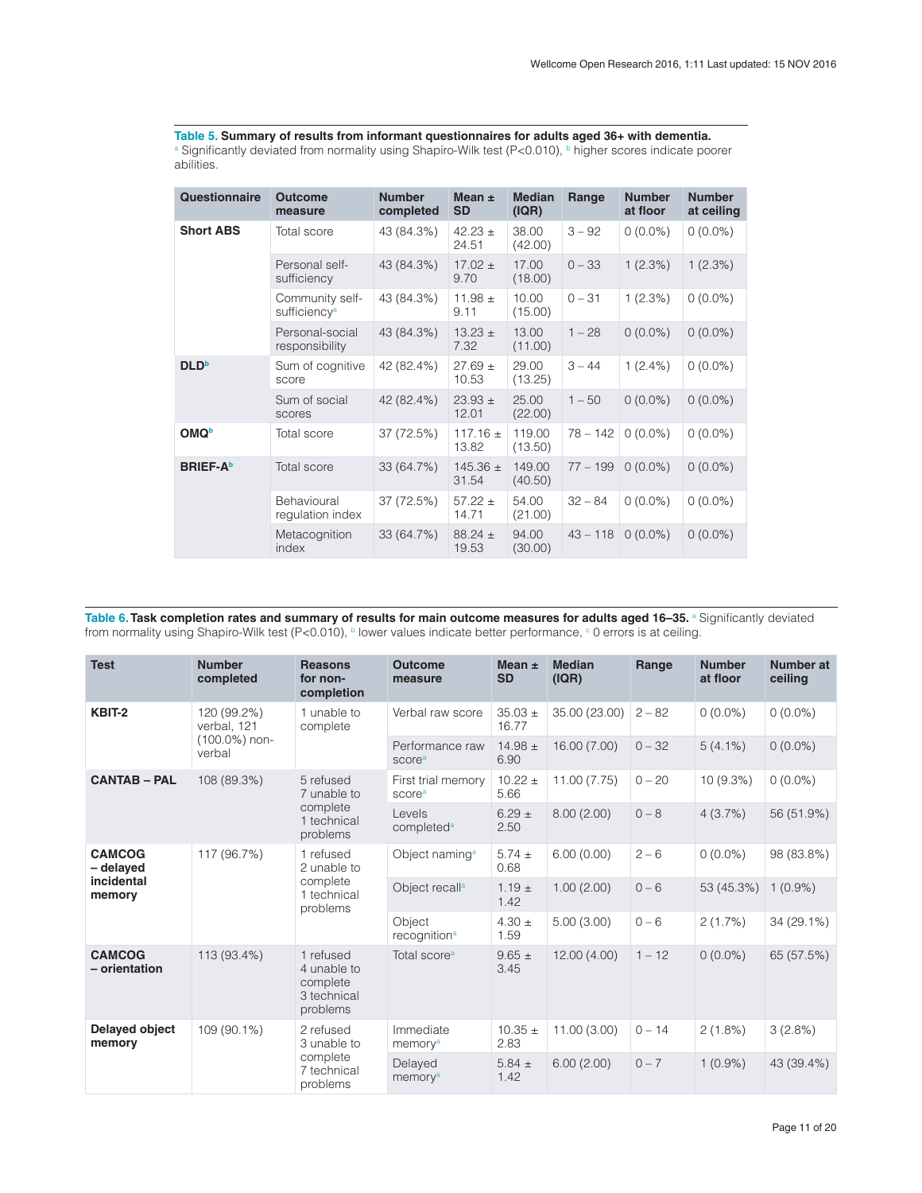**Table 5. Summary of results from informant questionnaires for adults aged 36+ with dementia.** [a] Significantly deviated from normality using Shapiro-Wilk test (P<0.010), [b] higher scores indicate poorer abilities.

| Questionnaire | Outcome measure | Number completed | Mean ± SD | Median (IQR) | Range | Number at floor | Number at ceiling |
|---|---|---|---|---|---|---|---|
| **Short ABS** | Total score | 43 (84.3%) | 42.23 ± 24.51 | 38.00 (42.00) | 3 – 92 | 0 (0.0%) | 0 (0.0%) |
| | Personal self-sufficiency | 43 (84.3%) | 17.02 ± 9.70 | 17.00 (18.00) | 0 – 33 | 1 (2.3%) | 1 (2.3%) |
| | Community self-sufficiency[a] | 43 (84.3%) | 11.98 ± 9.11 | 10.00 (15.00) | 0 – 31 | 1 (2.3%) | 0 (0.0%) |
| | Personal-social responsibility | 43 (84.3%) | 13.23 ± 7.32 | 13.00 (11.00) | 1 – 28 | 0 (0.0%) | 0 (0.0%) |
| **DLD**[b] | Sum of cognitive score | 42 (82.4%) | 27.69 ± 10.53 | 29.00 (13.25) | 3 – 44 | 1 (2.4%) | 0 (0.0%) |
| | Sum of social scores | 42 (82.4%) | 23.93 ± 12.01 | 25.00 (22.00) | 1 – 50 | 0 (0.0%) | 0 (0.0%) |
| **OMQ**[b] | Total score | 37 (72.5%) | 117.16 ± 13.82 | 119.00 (13.50) | 78 – 142 | 0 (0.0%) | 0 (0.0%) |
| **BRIEF-A**[b] | Total score | 33 (64.7%) | 145.36 ± 31.54 | 149.00 (40.50) | 77 – 199 | 0 (0.0%) | 0 (0.0%) |
| | Behavioural regulation index | 37 (72.5%) | 57.22 ± 14.71 | 54.00 (21.00) | 32 – 84 | 0 (0.0%) | 0 (0.0%) |
| | Metacognition index | 33 (64.7%) | 88.24 ± 19.53 | 94.00 (30.00) | 43 – 118 | 0 (0.0%) | 0 (0.0%) |

**Table 6. Task completion rates and summary of results for main outcome measures for adults aged 16–35.** [a] Significantly deviated from normality using Shapiro-Wilk test (P<0.010), [b] lower values indicate better performance, [c] 0 errors is at ceiling.

| Test | Number completed | Reasons for non-completion | Outcome measure | Mean ± SD | Median (IQR) | Range | Number at floor | Number at ceiling |
|---|---|---|---|---|---|---|---|---|
| **KBIT-2** | 120 (99.2%) verbal, 121 (100.0%) non-verbal | 1 unable to complete | Verbal raw score | 35.03 ± 16.77 | 35.00 (23.00) | 2 – 82 | 0 (0.0%) | 0 (0.0%) |
| | | | Performance raw score[a] | 14.98 ± 6.90 | 16.00 (7.00) | 0 – 32 | 5 (4.1%) | 0 (0.0%) |
| **CANTAB – PAL** | 108 (89.3%) | 5 refused<br>7 unable to complete<br>1 technical problems | First trial memory score[a] | 10.22 ± 5.66 | 11.00 (7.75) | 0 – 20 | 10 (9.3%) | 0 (0.0%) |
| | | | Levels completed[a] | 6.29 ± 2.50 | 8.00 (2.00) | 0 – 8 | 4 (3.7%) | 56 (51.9%) |
| **CAMCOG – delayed incidental memory** | 117 (96.7%) | 1 refused<br>2 unable to complete<br>1 technical problems | Object naming[a] | 5.74 ± 0.68 | 6.00 (0.00) | 2 – 6 | 0 (0.0%) | 98 (83.8%) |
| | | | Object recall[a] | 1.19 ± 1.42 | 1.00 (2.00) | 0 – 6 | 53 (45.3%) | 1 (0.9%) |
| | | | Object recognition[a] | 4.30 ± 1.59 | 5.00 (3.00) | 0 – 6 | 2 (1.7%) | 34 (29.1%) |
| **CAMCOG – orientation** | 113 (93.4%) | 1 refused<br>4 unable to complete<br>3 technical problems | Total score[a] | 9.65 ± 3.45 | 12.00 (4.00) | 1 – 12 | 0 (0.0%) | 65 (57.5%) |
| **Delayed object memory** | 109 (90.1%) | 2 refused<br>3 unable to complete<br>7 technical problems | Immediate memory[a] | 10.35 ± 2.83 | 11.00 (3.00) | 0 – 14 | 2 (1.8%) | 3 (2.8%) |
| | | | Delayed memory[a] | 5.84 ± 1.42 | 6.00 (2.00) | 0 – 7 | 1 (0.9%) | 43 (39.4%) |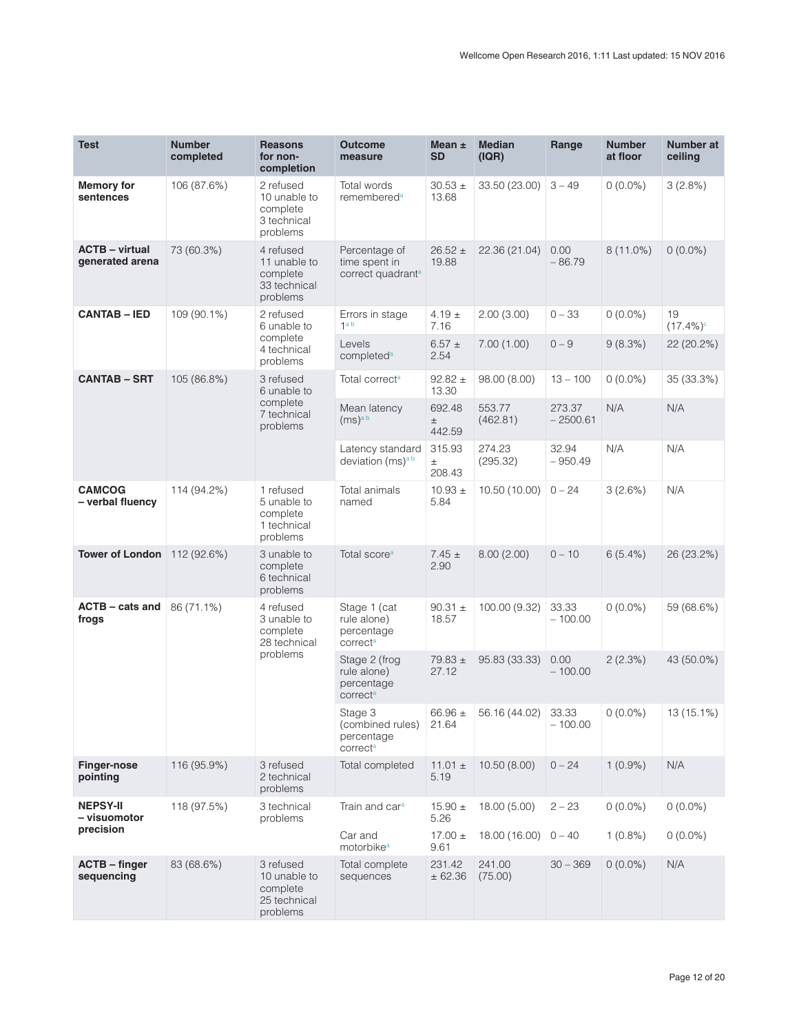| Test | Number completed | Reasons for non-completion | Outcome measure | Mean ± SD | Median (IQR) | Range | Number at floor | Number at ceiling |
|---|---|---|---|---|---|---|---|---|
| **Memory for sentences** | 106 (87.6%) | 2 refused 10 unable to complete 3 technical problems | Total words remembered[a] | 30.53 ± 13.68 | 33.50 (23.00) | 3 – 49 | 0 (0.0%) | 3 (2.8%) |
| **ACTB – virtual generated arena** | 73 (60.3%) | 4 refused 11 unable to complete 33 technical problems | Percentage of time spent in correct quadrant[a] | 26.52 ± 19.88 | 22.36 (21.04) | 0.00 – 86.79 | 8 (11.0%) | 0 (0.0%) |
| **CANTAB – IED** | 109 (90.1%) | 2 refused 6 unable to complete 4 technical problems | Errors in stage 1[a b] | 4.19 ± 7.16 | 2.00 (3.00) | 0 – 33 | 0 (0.0%) | 19 (17.4%)[c] |
| | | | Levels completed[a] | 6.57 ± 2.54 | 7.00 (1.00) | 0 – 9 | 9 (8.3%) | 22 (20.2%) |
| **CANTAB – SRT** | 105 (86.8%) | 3 refused 6 unable to complete 7 technical problems | Total correct[a] | 92.82 ± 13.30 | 98.00 (8.00) | 13 – 100 | 0 (0.0%) | 35 (33.3%) |
| | | | Mean latency (ms)[a b] | 692.48 ± 442.59 | 553.77 (462.81) | 273.37 – 2500.61 | N/A | N/A |
| | | | Latency standard deviation (ms)[a b] | 315.93 ± 208.43 | 274.23 (295.32) | 32.94 – 950.49 | N/A | N/A |
| **CAMCOG – verbal fluency** | 114 (94.2%) | 1 refused 5 unable to complete 1 technical problems | Total animals named | 10.93 ± 5.84 | 10.50 (10.00) | 0 – 24 | 3 (2.6%) | N/A |
| **Tower of London** | 112 (92.6%) | 3 unable to complete 6 technical problems | Total score[a] | 7.45 ± 2.90 | 8.00 (2.00) | 0 – 10 | 6 (5.4%) | 26 (23.2%) |
| **ACTB – cats and frogs** | 86 (71.1%) | 4 refused 3 unable to complete 28 technical problems | Stage 1 (cat rule alone) percentage correct[a] | 90.31 ± 18.57 | 100.00 (9.32) | 33.33 – 100.00 | 0 (0.0%) | 59 (68.6%) |
| | | | Stage 2 (frog rule alone) percentage correct[a] | 79.83 ± 27.12 | 95.83 (33.33) | 0.00 – 100.00 | 2 (2.3%) | 43 (50.0%) |
| | | | Stage 3 (combined rules) percentage correct[a] | 66.96 ± 21.64 | 56.16 (44.02) | 33.33 – 100.00 | 0 (0.0%) | 13 (15.1%) |
| **Finger-nose pointing** | 116 (95.9%) | 3 refused 2 technical problems | Total completed | 11.01 ± 5.19 | 10.50 (8.00) | 0 – 24 | 1 (0.9%) | N/A |
| **NEPSY-II – visuomotor precision** | 118 (97.5%) | 3 technical problems | Train and car[a] | 15.90 ± 5.26 | 18.00 (5.00) | 2 – 23 | 0 (0.0%) | 0 (0.0%) |
| | | | Car and motorbike[a] | 17.00 ± 9.61 | 18.00 (16.00) | 0 – 40 | 1 (0.8%) | 0 (0.0%) |
| **ACTB – finger sequencing** | 83 (68.6%) | 3 refused 10 unable to complete 25 technical problems | Total complete sequences | 231.42 ± 62.36 | 241.00 (75.00) | 30 – 369 | 0 (0.0%) | N/A |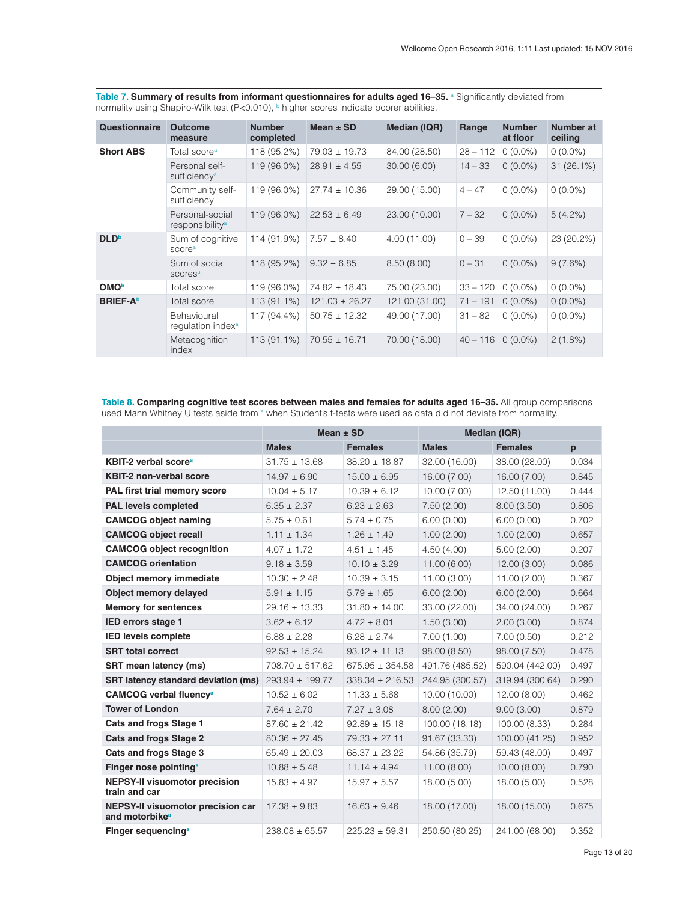**Table 7. Summary of results from informant questionnaires for adults aged 16–35.** [a] Significantly deviated from normality using Shapiro-Wilk test (P<0.010), [b] higher scores indicate poorer abilities.

| Questionnaire | Outcome measure | Number completed | Mean ± SD | Median (IQR) | Range | Number at floor | Number at ceiling |
|---|---|---|---|---|---|---|---|
| **Short ABS** | Total score[a] | 118 (95.2%) | 79.03 ± 19.73 | 84.00 (28.50) | 28 – 112 | 0 (0.0%) | 0 (0.0%) |
| | Personal self-sufficiency[a] | 119 (96.0%) | 28.91 ± 4.55 | 30.00 (6.00) | 14 – 33 | 0 (0.0%) | 31 (26.1%) |
| | Community self-sufficiency | 119 (96.0%) | 27.74 ± 10.36 | 29.00 (15.00) | 4 – 47 | 0 (0.0%) | 0 (0.0%) |
| | Personal-social responsibility[a] | 119 (96.0%) | 22.53 ± 6.49 | 23.00 (10.00) | 7 – 32 | 0 (0.0%) | 5 (4.2%) |
| **DLD**[b] | Sum of cognitive score[a] | 114 (91.9%) | 7.57 ± 8.40 | 4.00 (11.00) | 0 – 39 | 0 (0.0%) | 23 (20.2%) |
| | Sum of social scores[a] | 118 (95.2%) | 9.32 ± 6.85 | 8.50 (8.00) | 0 – 31 | 0 (0.0%) | 9 (7.6%) |
| **OMQ**[b] | Total score | 119 (96.0%) | 74.82 ± 18.43 | 75.00 (23.00) | 33 – 120 | 0 (0.0%) | 0 (0.0%) |
| **BRIEF-A**[b] | Total score | 113 (91.1%) | 121.03 ± 26.27 | 121.00 (31.00) | 71 – 191 | 0 (0.0%) | 0 (0.0%) |
| | Behavioural regulation index[a] | 117 (94.4%) | 50.75 ± 12.32 | 49.00 (17.00) | 31 – 82 | 0 (0.0%) | 0 (0.0%) |
| | Metacognition index | 113 (91.1%) | 70.55 ± 16.71 | 70.00 (18.00) | 40 – 116 | 0 (0.0%) | 2 (1.8%) |

**Table 8. Comparing cognitive test scores between males and females for adults aged 16–35.** All group comparisons used Mann Whitney U tests aside from [a] when Student's t-tests were used as data did not deviate from normality.

| | Mean ± SD | | Median (IQR) | | |
|---|---|---|---|---|---|
| | **Males** | **Females** | **Males** | **Females** | **p** |
| **KBIT-2 verbal score**[a] | 31.75 ± 13.68 | 38.20 ± 18.87 | 32.00 (16.00) | 38.00 (28.00) | 0.034 |
| **KBIT-2 non-verbal score** | 14.97 ± 6.90 | 15.00 ± 6.95 | 16.00 (7.00) | 16.00 (7.00) | 0.845 |
| **PAL first trial memory score** | 10.04 ± 5.17 | 10.39 ± 6.12 | 10.00 (7.00) | 12.50 (11.00) | 0.444 |
| **PAL levels completed** | 6.35 ± 2.37 | 6.23 ± 2.63 | 7.50 (2.00) | 8.00 (3.50) | 0.806 |
| **CAMCOG object naming** | 5.75 ± 0.61 | 5.74 ± 0.75 | 6.00 (0.00) | 6.00 (0.00) | 0.702 |
| **CAMCOG object recall** | 1.11 ± 1.34 | 1.26 ± 1.49 | 1.00 (2.00) | 1.00 (2.00) | 0.657 |
| **CAMCOG object recognition** | 4.07 ± 1.72 | 4.51 ± 1.45 | 4.50 (4.00) | 5.00 (2.00) | 0.207 |
| **CAMCOG orientation** | 9.18 ± 3.59 | 10.10 ± 3.29 | 11.00 (6.00) | 12.00 (3.00) | 0.086 |
| **Object memory immediate** | 10.30 ± 2.48 | 10.39 ± 3.15 | 11.00 (3.00) | 11.00 (2.00) | 0.367 |
| **Object memory delayed** | 5.91 ± 1.15 | 5.79 ± 1.65 | 6.00 (2.00) | 6.00 (2.00) | 0.664 |
| **Memory for sentences** | 29.16 ± 13.33 | 31.80 ± 14.00 | 33.00 (22.00) | 34.00 (24.00) | 0.267 |
| **IED errors stage 1** | 3.62 ± 6.12 | 4.72 ± 8.01 | 1.50 (3.00) | 2.00 (3.00) | 0.874 |
| **IED levels complete** | 6.88 ± 2.28 | 6.28 ± 2.74 | 7.00 (1.00) | 7.00 (0.50) | 0.212 |
| **SRT total correct** | 92.53 ± 15.24 | 93.12 ± 11.13 | 98.00 (8.50) | 98.00 (7.50) | 0.478 |
| **SRT mean latency (ms)** | 708.70 ± 517.62 | 675.95 ± 354.58 | 491.76 (485.52) | 590.04 (442.00) | 0.497 |
| **SRT latency standard deviation (ms)** | 293.94 ± 199.77 | 338.34 ± 216.53 | 244.95 (300.57) | 319.94 (300.64) | 0.290 |
| **CAMCOG verbal fluency**[a] | 10.52 ± 6.02 | 11.33 ± 5.68 | 10.00 (10.00) | 12.00 (8.00) | 0.462 |
| **Tower of London** | 7.64 ± 2.70 | 7.27 ± 3.08 | 8.00 (2.00) | 9.00 (3.00) | 0.879 |
| **Cats and frogs Stage 1** | 87.60 ± 21.42 | 92.89 ± 15.18 | 100.00 (18.18) | 100.00 (8.33) | 0.284 |
| **Cats and frogs Stage 2** | 80.36 ± 27.45 | 79.33 ± 27.11 | 91.67 (33.33) | 100.00 (41.25) | 0.952 |
| **Cats and frogs Stage 3** | 65.49 ± 20.03 | 68.37 ± 23.22 | 54.86 (35.79) | 59.43 (48.00) | 0.497 |
| **Finger nose pointing**[a] | 10.88 ± 5.48 | 11.14 ± 4.94 | 11.00 (8.00) | 10.00 (8.00) | 0.790 |
| **NEPSY-II visuomotor precision train and car** | 15.83 ± 4.97 | 15.97 ± 5.57 | 18.00 (5.00) | 18.00 (5.00) | 0.528 |
| **NEPSY-II visuomotor precision car and motorbike**[a] | 17.38 ± 9.83 | 16.63 ± 9.46 | 18.00 (17.00) | 18.00 (15.00) | 0.675 |
| **Finger sequencing**[a] | 238.08 ± 65.57 | 225.23 ± 59.31 | 250.50 (80.25) | 241.00 (68.00) | 0.352 |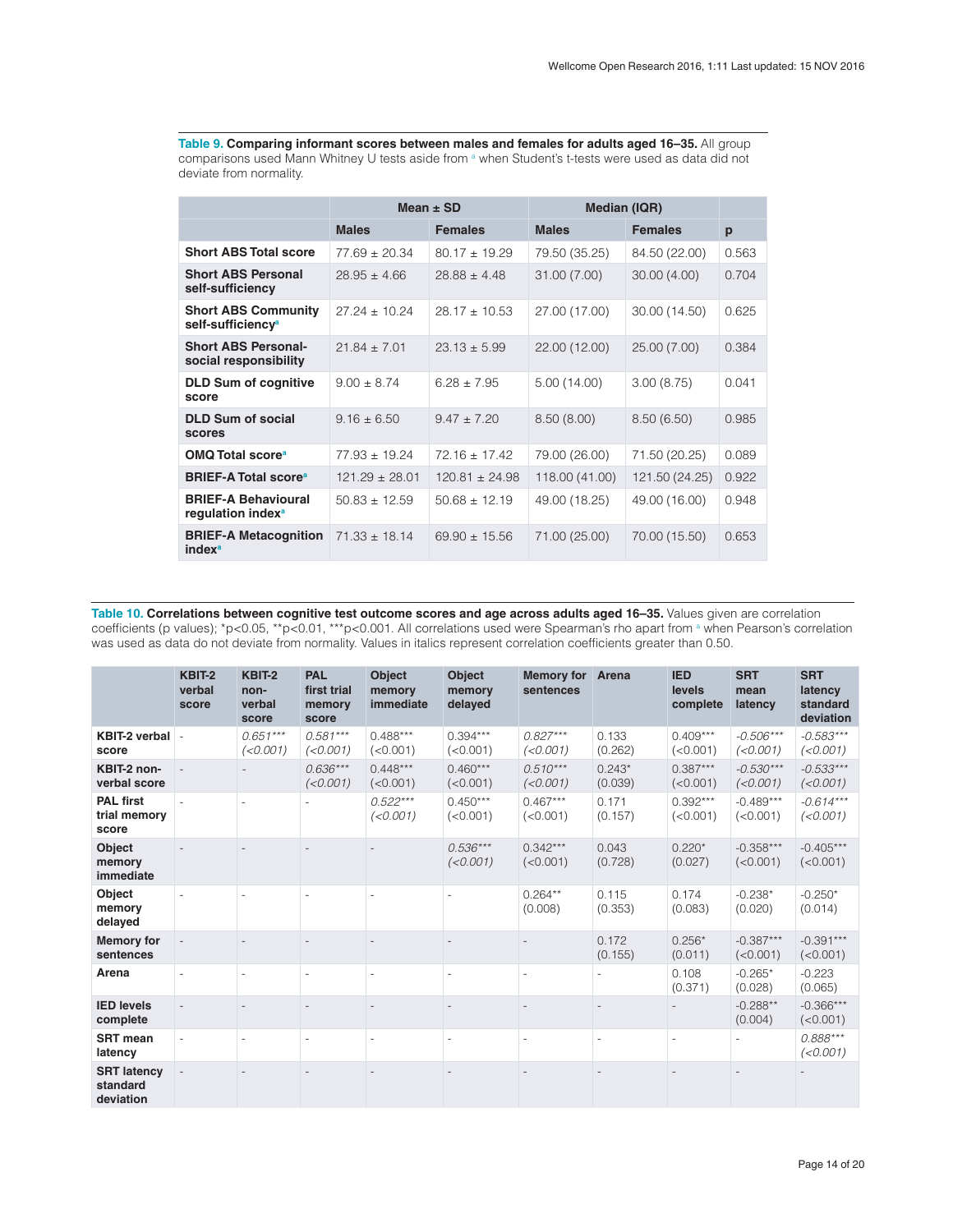**Table 9. Comparing informant scores between males and females for adults aged 16–35.** All group comparisons used Mann Whitney U tests aside from [a] when Student's t-tests were used as data did not deviate from normality.

| | Mean ± SD | | Median (IQR) | | |
|---|---|---|---|---|---|
| | **Males** | **Females** | **Males** | **Females** | **p** |
| **Short ABS Total score** | 77.69 ± 20.34 | 80.17 ± 19.29 | 79.50 (35.25) | 84.50 (22.00) | 0.563 |
| **Short ABS Personal self-sufficiency** | 28.95 ± 4.66 | 28.88 ± 4.48 | 31.00 (7.00) | 30.00 (4.00) | 0.704 |
| **Short ABS Community self-sufficiency**[a] | 27.24 ± 10.24 | 28.17 ± 10.53 | 27.00 (17.00) | 30.00 (14.50) | 0.625 |
| **Short ABS Personal-social responsibility** | 21.84 ± 7.01 | 23.13 ± 5.99 | 22.00 (12.00) | 25.00 (7.00) | 0.384 |
| **DLD Sum of cognitive score** | 9.00 ± 8.74 | 6.28 ± 7.95 | 5.00 (14.00) | 3.00 (8.75) | 0.041 |
| **DLD Sum of social scores** | 9.16 ± 6.50 | 9.47 ± 7.20 | 8.50 (8.00) | 8.50 (6.50) | 0.985 |
| **OMQ Total score**[a] | 77.93 ± 19.24 | 72.16 ± 17.42 | 79.00 (26.00) | 71.50 (20.25) | 0.089 |
| **BRIEF-A Total score**[a] | 121.29 ± 28.01 | 120.81 ± 24.98 | 118.00 (41.00) | 121.50 (24.25) | 0.922 |
| **BRIEF-A Behavioural regulation index**[a] | 50.83 ± 12.59 | 50.68 ± 12.19 | 49.00 (18.25) | 49.00 (16.00) | 0.948 |
| **BRIEF-A Metacognition index**[a] | 71.33 ± 18.14 | 69.90 ± 15.56 | 71.00 (25.00) | 70.00 (15.50) | 0.653 |

**Table 10. Correlations between cognitive test outcome scores and age across adults aged 16–35.** Values given are correlation coefficients (p values); *p<0.05, **p<0.01, ***p<0.001. All correlations used were Spearman's rho apart from [a] when Pearson's correlation was used as data do not deviate from normality. Values in italics represent correlation coefficients greater than 0.50.

| | KBIT-2 verbal score | KBIT-2 non-verbal score | PAL first trial memory score | Object memory immediate | Object memory delayed | Memory for sentences | Arena | IED levels complete | SRT mean latency | SRT latency standard deviation |
|---|---|---|---|---|---|---|---|---|---|---|
| **KBIT-2 verbal score** | - | *0.651*** (<0.001)* | *0.581*** (<0.001)* | 0.488*** (<0.001) | 0.394*** (<0.001) | *0.827*** (<0.001)* | 0.133 (0.262) | 0.409*** (<0.001) | *-0.506*** (<0.001)* | *-0.583*** (<0.001)* |
| **KBIT-2 non-verbal score** | - | - | *0.636*** (<0.001)* | 0.448*** (<0.001) | 0.460*** (<0.001) | *0.510*** (<0.001)* | 0.243* (0.039) | 0.387*** (<0.001) | *-0.530*** (<0.001)* | *-0.533*** (<0.001)* |
| **PAL first trial memory score** | - | - | - | *0.522*** (<0.001)* | 0.450*** (<0.001) | 0.467*** (<0.001) | 0.171 (0.157) | 0.392*** (<0.001) | -0.489*** (<0.001) | *-0.614*** (<0.001)* |
| **Object memory immediate** | - | - | - | - | *0.536*** (<0.001)* | 0.342*** (<0.001) | 0.043 (0.728) | 0.220* (0.027) | -0.358*** (<0.001) | -0.405*** (<0.001) |
| **Object memory delayed** | - | - | - | - | - | 0.264** (0.008) | 0.115 (0.353) | 0.174 (0.083) | -0.238* (0.020) | -0.250* (0.014) |
| **Memory for sentences** | - | - | - | - | - | - | 0.172 (0.155) | 0.256* (0.011) | -0.387*** (<0.001) | -0.391*** (<0.001) |
| **Arena** | - | - | - | - | - | - | - | 0.108 (0.371) | -0.265* (0.028) | -0.223 (0.065) |
| **IED levels complete** | - | - | - | - | - | - | - | - | -0.288** (0.004) | -0.366*** (<0.001) |
| **SRT mean latency** | - | - | - | - | - | - | - | - | - | *0.888*** (<0.001)* |
| **SRT latency standard deviation** | - | - | - | - | - | - | - | - | - | - |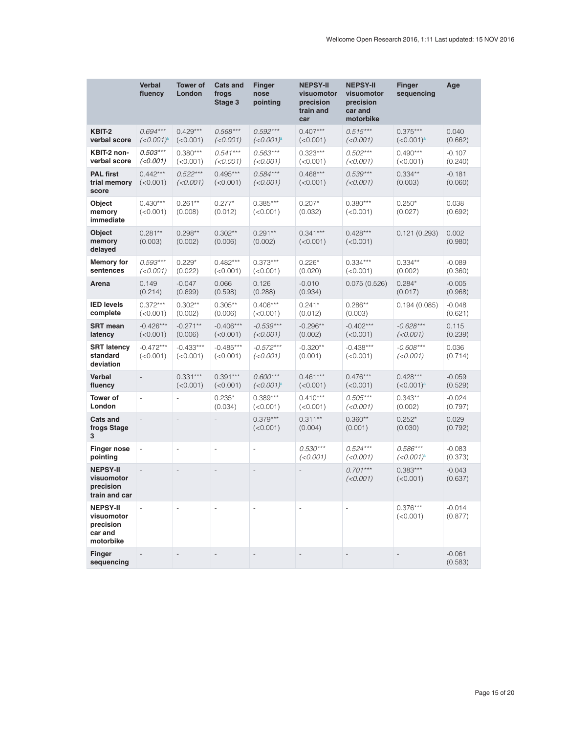| | Verbal fluency | Tower of London | Cats and frogs Stage 3 | Finger nose pointing | NEPSY-II visuomotor precision train and car | NEPSY-II visuomotor precision car and motorbike | Finger sequencing | Age |
|---|---|---|---|---|---|---|---|---|
| **KBIT-2 verbal score** | *0.694\*\*\* (<0.001)*[a] | 0.429\*\*\* (<0.001) | *0.568\*\*\* (<0.001)* | *0.592\*\*\* (<0.001)*[a] | 0.407\*\*\* (<0.001) | *0.515\*\*\* (<0.001)* | 0.375\*\*\* (<0.001)[a] | 0.040 (0.662) |
| **KBIT-2 non-verbal score** | *0.503\*\*\* (<0.001)* | 0.380\*\*\* (<0.001) | *0.541\*\*\* (<0.001)* | *0.563\*\*\* (<0.001)* | 0.323\*\*\* (<0.001) | *0.502\*\*\* (<0.001)* | 0.490\*\*\* (<0.001) | -0.107 (0.240) |
| **PAL first trial memory score** | 0.442\*\*\* (<0.001) | *0.522\*\*\* (<0.001)* | 0.495\*\*\* (<0.001) | *0.584\*\*\* (<0.001)* | 0.468\*\*\* (<0.001) | *0.539\*\*\* (<0.001)* | 0.334\*\* (0.003) | -0.181 (0.060) |
| **Object memory immediate** | 0.430\*\*\* (<0.001) | 0.261\*\* (0.008) | 0.277\* (0.012) | 0.385\*\*\* (<0.001) | 0.207\* (0.032) | 0.380\*\*\* (<0.001) | 0.250\* (0.027) | 0.038 (0.692) |
| **Object memory delayed** | 0.281\*\* (0.003) | 0.298\*\* (0.002) | 0.302\*\* (0.006) | 0.291\*\* (0.002) | 0.341\*\*\* (<0.001) | 0.428\*\*\* (<0.001) | 0.121 (0.293) | 0.002 (0.980) |
| **Memory for sentences** | *0.593\*\*\* (<0.001)* | 0.229\* (0.022) | 0.482\*\*\* (<0.001) | 0.373\*\*\* (<0.001) | 0.226\* (0.020) | 0.334\*\*\* (<0.001) | 0.334\*\* (0.002) | -0.089 (0.360) |
| **Arena** | 0.149 (0.214) | -0.047 (0.699) | 0.066 (0.598) | 0.126 (0.288) | -0.010 (0.934) | 0.075 (0.526) | 0.284\* (0.017) | -0.005 (0.968) |
| **IED levels complete** | 0.372\*\*\* (<0.001) | 0.302\*\* (0.002) | 0.305\*\* (0.006) | 0.406\*\*\* (<0.001) | 0.241\* (0.012) | 0.286\*\* (0.003) | 0.194 (0.085) | -0.048 (0.621) |
| **SRT mean latency** | -0.426\*\*\* (<0.001) | -0.271\*\* (0.006) | -0.406\*\*\* (<0.001) | *-0.539\*\*\* (<0.001)* | -0.296\*\* (0.002) | -0.402\*\*\* (<0.001) | *-0.628\*\*\* (<0.001)* | 0.115 (0.239) |
| **SRT latency standard deviation** | -0.472\*\*\* (<0.001) | -0.433\*\*\* (<0.001) | -0.485\*\*\* (<0.001) | *-0.572\*\*\* (<0.001)* | -0.320\*\* (0.001) | -0.438\*\*\* (<0.001) | *-0.608\*\*\* (<0.001)* | 0.036 (0.714) |
| **Verbal fluency** | - | 0.331\*\*\* (<0.001) | 0.391\*\*\* (<0.001) | *0.600\*\*\* (<0.001)*[a] | 0.461\*\*\* (<0.001) | 0.476\*\*\* (<0.001) | 0.428\*\*\* (<0.001)[a] | -0.059 (0.529) |
| **Tower of London** | - | - | 0.235\* (0.034) | 0.389\*\*\* (<0.001) | 0.410\*\*\* (<0.001) | *0.505\*\*\* (<0.001)* | 0.343\*\* (0.002) | -0.024 (0.797) |
| **Cats and frogs Stage 3** | - | - | - | 0.379\*\*\* (<0.001) | 0.311\*\* (0.004) | 0.360\*\* (0.001) | 0.252\* (0.030) | 0.029 (0.792) |
| **Finger nose pointing** | - | - | - | - | *0.530\*\*\* (<0.001)* | *0.524\*\*\* (<0.001)* | *0.586\*\*\* (<0.001)*[a] | -0.083 (0.373) |
| **NEPSY-II visuomotor precision train and car** | - | - | - | - | - | *0.701\*\*\* (<0.001)* | 0.383\*\*\* (<0.001) | -0.043 (0.637) |
| **NEPSY-II visuomotor precision car and motorbike** | - | - | - | - | - | - | 0.376\*\*\* (<0.001) | -0.014 (0.877) |
| **Finger sequencing** | - | - | - | - | - | - | - | -0.061 (0.583) |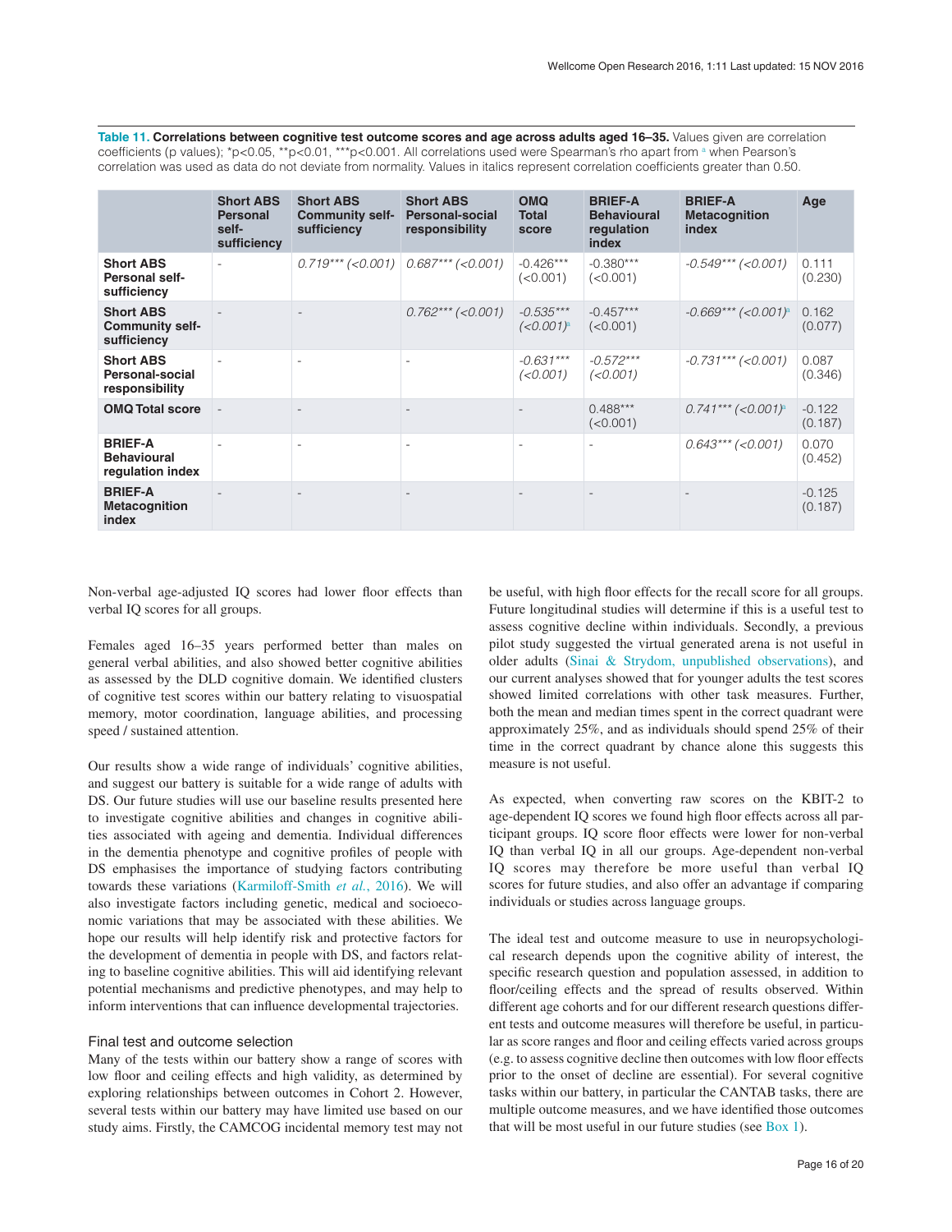**Table 11. Correlations between cognitive test outcome scores and age across adults aged 16–35.** Values given are correlation coefficients (p values); *p<0.05, **p<0.01, ***p<0.001. All correlations used were Spearman's rho apart from [a] when Pearson's correlation was used as data do not deviate from normality. Values in italics represent correlation coefficients greater than 0.50.

| | Short ABS Personal self-sufficiency | Short ABS Community self-sufficiency | Short ABS Personal-social responsibility | OMQ Total score | BRIEF-A Behavioural regulation index | BRIEF-A Metacognition index | Age |
|---|---|---|---|---|---|---|---|
| **Short ABS Personal self-sufficiency** | - | *0.719\*\*\* (<0.001)* | *0.687\*\*\* (<0.001)* | -0.426\*\*\* (<0.001) | -0.380\*\*\* (<0.001) | *-0.549\*\*\* (<0.001)* | 0.111 (0.230) |
| **Short ABS Community self-sufficiency** | - | - | *0.762\*\*\* (<0.001)* | *-0.535\*\*\* (<0.001)*[a] | -0.457\*\*\* (<0.001) | *-0.669\*\*\* (<0.001)*[a] | 0.162 (0.077) |
| **Short ABS Personal-social responsibility** | - | - | - | *-0.631\*\*\* (<0.001)* | *-0.572\*\*\* (<0.001)* | *-0.731\*\*\* (<0.001)* | 0.087 (0.346) |
| **OMQ Total score** | - | - | - | - | 0.488\*\*\* (<0.001) | *0.741\*\*\* (<0.001)*[a] | -0.122 (0.187) |
| **BRIEF-A Behavioural regulation index** | - | - | - | - | - | *0.643\*\*\* (<0.001)* | 0.070 (0.452) |
| **BRIEF-A Metacognition index** | - | - | - | - | - | - | -0.125 (0.187) |

Non-verbal age-adjusted IQ scores had lower floor effects than verbal IQ scores for all groups.

Females aged 16–35 years performed better than males on general verbal abilities, and also showed better cognitive abilities as assessed by the DLD cognitive domain. We identified clusters of cognitive test scores within our battery relating to visuospatial memory, motor coordination, language abilities, and processing speed / sustained attention.

Our results show a wide range of individuals' cognitive abilities, and suggest our battery is suitable for a wide range of adults with DS. Our future studies will use our baseline results presented here to investigate cognitive abilities and changes in cognitive abilities associated with ageing and dementia. Individual differences in the dementia phenotype and cognitive profiles of people with DS emphasises the importance of studying factors contributing towards these variations (Karmiloff-Smith *et al.*, 2016). We will also investigate factors including genetic, medical and socioeconomic variations that may be associated with these abilities. We hope our results will help identify risk and protective factors for the development of dementia in people with DS, and factors relating to baseline cognitive abilities. This will aid identifying relevant potential mechanisms and predictive phenotypes, and may help to inform interventions that can influence developmental trajectories.

### Final test and outcome selection

Many of the tests within our battery show a range of scores with low floor and ceiling effects and high validity, as determined by exploring relationships between outcomes in Cohort 2. However, several tests within our battery may have limited use based on our study aims. Firstly, the CAMCOG incidental memory test may not be useful, with high floor effects for the recall score for all groups. Future longitudinal studies will determine if this is a useful test to assess cognitive decline within individuals. Secondly, a previous pilot study suggested the virtual generated arena is not useful in older adults (Sinai & Strydom, unpublished observations), and our current analyses showed that for younger adults the test scores showed limited correlations with other task measures. Further, both the mean and median times spent in the correct quadrant were approximately 25%, and as individuals should spend 25% of their time in the correct quadrant by chance alone this suggests this measure is not useful.

As expected, when converting raw scores on the KBIT-2 to age-dependent IQ scores we found high floor effects across all participant groups. IQ score floor effects were lower for non-verbal IQ than verbal IQ in all our groups. Age-dependent non-verbal IQ scores may therefore be more useful than verbal IQ scores for future studies, and also offer an advantage if comparing individuals or studies across language groups.

The ideal test and outcome measure to use in neuropsychological research depends upon the cognitive ability of interest, the specific research question and population assessed, in addition to floor/ceiling effects and the spread of results observed. Within different age cohorts and for our different research questions different tests and outcome measures will therefore be useful, in particular as score ranges and floor and ceiling effects varied across groups (e.g. to assess cognitive decline then outcomes with low floor effects prior to the onset of decline are essential). For several cognitive tasks within our battery, in particular the CANTAB tasks, there are multiple outcome measures, and we have identified those outcomes that will be most useful in our future studies (see Box 1).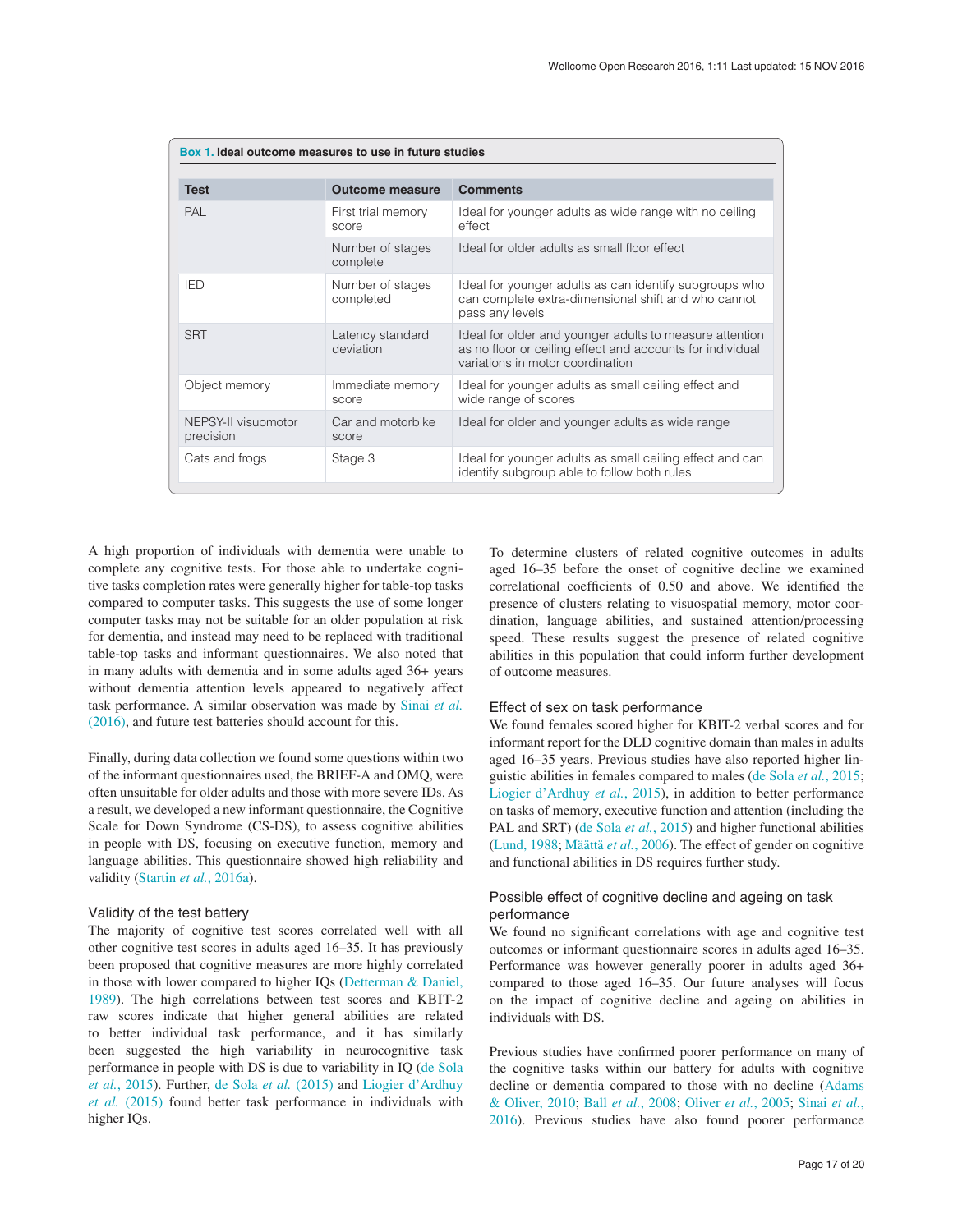**Box 1. Ideal outcome measures to use in future studies**

| Test | Outcome measure | Comments |
|---|---|---|
| PAL | First trial memory score | Ideal for younger adults as wide range with no ceiling effect |
| | Number of stages complete | Ideal for older adults as small floor effect |
| IED | Number of stages completed | Ideal for younger adults as can identify subgroups who can complete extra-dimensional shift and who cannot pass any levels |
| SRT | Latency standard deviation | Ideal for older and younger adults to measure attention as no floor or ceiling effect and accounts for individual variations in motor coordination |
| Object memory | Immediate memory score | Ideal for younger adults as small ceiling effect and wide range of scores |
| NEPSY-II visuomotor precision | Car and motorbike score | Ideal for older and younger adults as wide range |
| Cats and frogs | Stage 3 | Ideal for younger adults as small ceiling effect and can identify subgroup able to follow both rules |

A high proportion of individuals with dementia were unable to complete any cognitive tests. For those able to undertake cognitive tasks completion rates were generally higher for table-top tasks compared to computer tasks. This suggests the use of some longer computer tasks may not be suitable for an older population at risk for dementia, and instead may need to be replaced with traditional table-top tasks and informant questionnaires. We also noted that in many adults with dementia and in some adults aged 36+ years without dementia attention levels appeared to negatively affect task performance. A similar observation was made by Sinai *et al.* (2016), and future test batteries should account for this.

Finally, during data collection we found some questions within two of the informant questionnaires used, the BRIEF-A and OMQ, were often unsuitable for older adults and those with more severe IDs. As a result, we developed a new informant questionnaire, the Cognitive Scale for Down Syndrome (CS-DS), to assess cognitive abilities in people with DS, focusing on executive function, memory and language abilities. This questionnaire showed high reliability and validity (Startin *et al.*, 2016a).

### Validity of the test battery

The majority of cognitive test scores correlated well with all other cognitive test scores in adults aged 16–35. It has previously been proposed that cognitive measures are more highly correlated in those with lower compared to higher IQs (Detterman & Daniel, 1989). The high correlations between test scores and KBIT-2 raw scores indicate that higher general abilities are related to better individual task performance, and it has similarly been suggested the high variability in neurocognitive task performance in people with DS is due to variability in IQ (de Sola *et al.*, 2015). Further, de Sola *et al.* (2015) and Liogier d'Ardhuy *et al.* (2015) found better task performance in individuals with higher IQs.

To determine clusters of related cognitive outcomes in adults aged 16–35 before the onset of cognitive decline we examined correlational coefficients of 0.50 and above. We identified the presence of clusters relating to visuospatial memory, motor coordination, language abilities, and sustained attention/processing speed. These results suggest the presence of related cognitive abilities in this population that could inform further development of outcome measures.

### Effect of sex on task performance

We found females scored higher for KBIT-2 verbal scores and for informant report for the DLD cognitive domain than males in adults aged 16–35 years. Previous studies have also reported higher linguistic abilities in females compared to males (de Sola *et al.*, 2015; Liogier d'Ardhuy *et al.*, 2015), in addition to better performance on tasks of memory, executive function and attention (including the PAL and SRT) (de Sola *et al.*, 2015) and higher functional abilities (Lund, 1988; Määttä *et al.*, 2006). The effect of gender on cognitive and functional abilities in DS requires further study.

### Possible effect of cognitive decline and ageing on task performance

We found no significant correlations with age and cognitive test outcomes or informant questionnaire scores in adults aged 16–35. Performance was however generally poorer in adults aged 36+ compared to those aged 16–35. Our future analyses will focus on the impact of cognitive decline and ageing on abilities in individuals with DS.

Previous studies have confirmed poorer performance on many of the cognitive tasks within our battery for adults with cognitive decline or dementia compared to those with no decline (Adams & Oliver, 2010; Ball *et al.*, 2008; Oliver *et al.*, 2005; Sinai *et al.*, 2016). Previous studies have also found poorer performance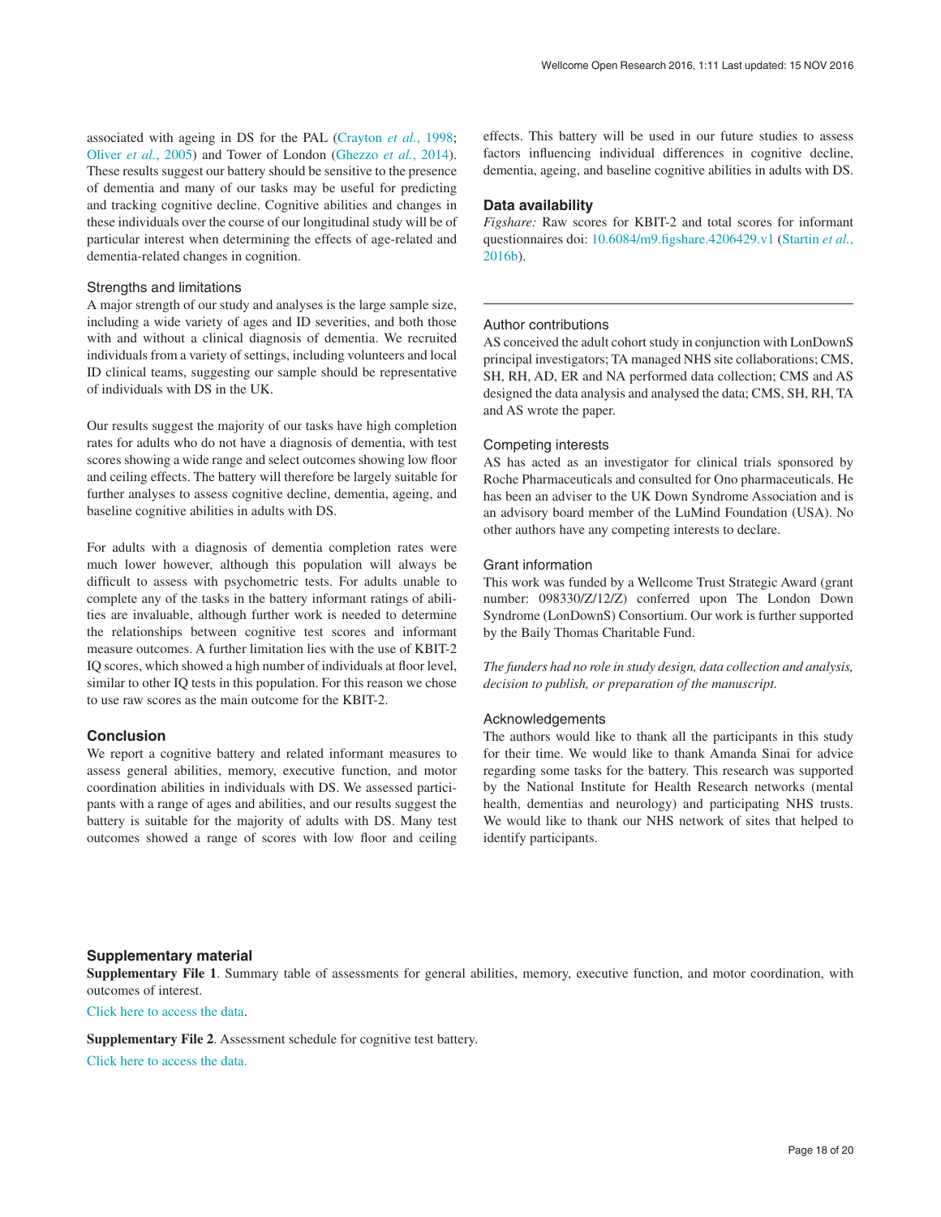associated with ageing in DS for the PAL (Crayton *et al.*, 1998; Oliver *et al.*, 2005) and Tower of London (Ghezzo *et al.*, 2014). These results suggest our battery should be sensitive to the presence of dementia and many of our tasks may be useful for predicting and tracking cognitive decline. Cognitive abilities and changes in these individuals over the course of our longitudinal study will be of particular interest when determining the effects of age-related and dementia-related changes in cognition.

### Strengths and limitations

A major strength of our study and analyses is the large sample size, including a wide variety of ages and ID severities, and both those with and without a clinical diagnosis of dementia. We recruited individuals from a variety of settings, including volunteers and local ID clinical teams, suggesting our sample should be representative of individuals with DS in the UK.

Our results suggest the majority of our tasks have high completion rates for adults who do not have a diagnosis of dementia, with test scores showing a wide range and select outcomes showing low floor and ceiling effects. The battery will therefore be largely suitable for further analyses to assess cognitive decline, dementia, ageing, and baseline cognitive abilities in adults with DS.

For adults with a diagnosis of dementia completion rates were much lower however, although this population will always be difficult to assess with psychometric tests. For adults unable to complete any of the tasks in the battery informant ratings of abilities are invaluable, although further work is needed to determine the relationships between cognitive test scores and informant measure outcomes. A further limitation lies with the use of KBIT-2 IQ scores, which showed a high number of individuals at floor level, similar to other IQ tests in this population. For this reason we chose to use raw scores as the main outcome for the KBIT-2.

## Conclusion

We report a cognitive battery and related informant measures to assess general abilities, memory, executive function, and motor coordination abilities in individuals with DS. We assessed participants with a range of ages and abilities, and our results suggest the battery is suitable for the majority of adults with DS. Many test outcomes showed a range of scores with low floor and ceiling effects. This battery will be used in our future studies to assess factors influencing individual differences in cognitive decline, dementia, ageing, and baseline cognitive abilities in adults with DS.

## Data availability

*Figshare:* Raw scores for KBIT-2 and total scores for informant questionnaires doi: 10.6084/m9.figshare.4206429.v1 (Startin *et al.*, 2016b).

### Author contributions

AS conceived the adult cohort study in conjunction with LonDownS principal investigators; TA managed NHS site collaborations; CMS, SH, RH, AD, ER and NA performed data collection; CMS and AS designed the data analysis and analysed the data; CMS, SH, RH, TA and AS wrote the paper.

### Competing interests

AS has acted as an investigator for clinical trials sponsored by Roche Pharmaceuticals and consulted for Ono pharmaceuticals. He has been an adviser to the UK Down Syndrome Association and is an advisory board member of the LuMind Foundation (USA). No other authors have any competing interests to declare.

### Grant information

This work was funded by a Wellcome Trust Strategic Award (grant number: 098330/Z/12/Z) conferred upon The London Down Syndrome (LonDownS) Consortium. Our work is further supported by the Baily Thomas Charitable Fund.

*The funders had no role in study design, data collection and analysis, decision to publish, or preparation of the manuscript.*

### Acknowledgements

The authors would like to thank all the participants in this study for their time. We would like to thank Amanda Sinai for advice regarding some tasks for the battery. This research was supported by the National Institute for Health Research networks (mental health, dementias and neurology) and participating NHS trusts. We would like to thank our NHS network of sites that helped to identify participants.

## Supplementary material

**Supplementary File 1**. Summary table of assessments for general abilities, memory, executive function, and motor coordination, with outcomes of interest.

Click here to access the data.

**Supplementary File 2**. Assessment schedule for cognitive test battery.

Click here to access the data.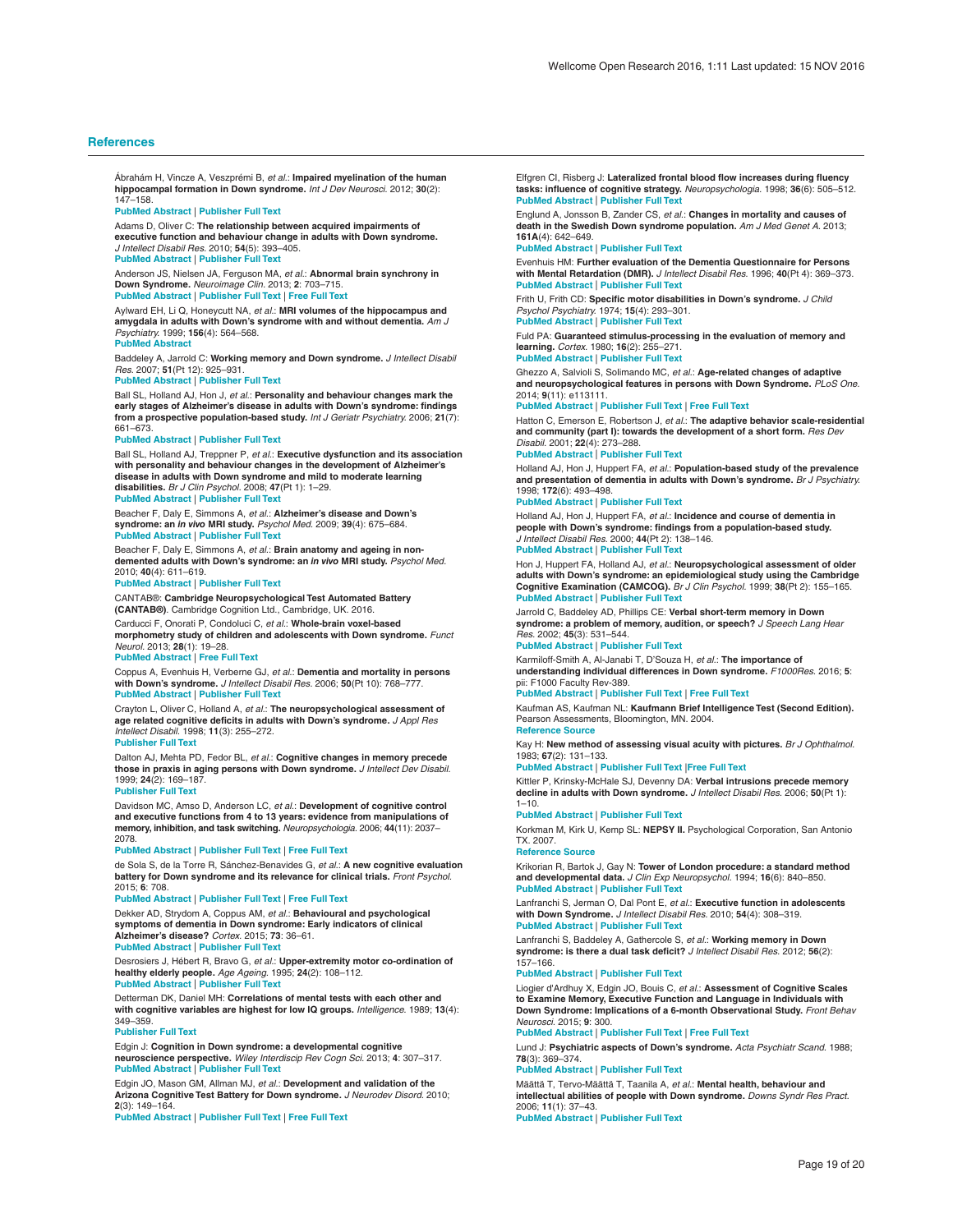## References

Ábrahám H, Vincze A, Veszprémi B, *et al.*: **Impaired myelination of the human hippocampal formation in Down syndrome.** *Int J Dev Neurosci.* 2012; **30**(2): 147–158.
**PubMed Abstract** | **Publisher Full Text**

Adams D, Oliver C: **The relationship between acquired impairments of executive function and behaviour change in adults with Down syndrome.** *J Intellect Disabil Res.* 2010; **54**(5): 393–405.
**PubMed Abstract** | **Publisher Full Text**

Anderson JS, Nielsen JA, Ferguson MA, *et al.*: **Abnormal brain synchrony in Down Syndrome.** *Neuroimage Clin.* 2013; **2**: 703–715.
**PubMed Abstract** | **Publisher Full Text** | **Free Full Text**

Aylward EH, Li Q, Honeycutt NA, *et al.*: **MRI volumes of the hippocampus and amygdala in adults with Down's syndrome with and without dementia.** *Am J Psychiatry.* 1999; **156**(4): 564–568.
**PubMed Abstract**

Baddeley A, Jarrold C: **Working memory and Down syndrome.** *J Intellect Disabil Res.* 2007; **51**(Pt 12): 925–931.
**PubMed Abstract** | **Publisher Full Text**

Ball SL, Holland AJ, Hon J, *et al.*: **Personality and behaviour changes mark the early stages of Alzheimer's disease in adults with Down's syndrome: findings from a prospective population-based study.** *Int J Geriatr Psychiatry.* 2006; **21**(7): 661–673.
**PubMed Abstract** | **Publisher Full Text**

Ball SL, Holland AJ, Treppner P, *et al.*: **Executive dysfunction and its association with personality and behaviour changes in the development of Alzheimer's disease in adults with Down syndrome and mild to moderate learning disabilities.** *Br J Clin Psychol.* 2008; **47**(Pt 1): 1–29.
**PubMed Abstract** | **Publisher Full Text**

Beacher F, Daly E, Simmons A, *et al.*: **Alzheimer's disease and Down's syndrome: an *in vivo* MRI study.** *Psychol Med.* 2009; **39**(4): 675–684.
**PubMed Abstract** | **Publisher Full Text**

Beacher F, Daly E, Simmons A, *et al.*: **Brain anatomy and ageing in non-demented adults with Down's syndrome: an *in vivo* MRI study.** *Psychol Med.* 2010; **40**(4): 611–619.
**PubMed Abstract** | **Publisher Full Text**

CANTAB®: **Cambridge Neuropsychological Test Automated Battery (CANTAB®)**. Cambridge Cognition Ltd., Cambridge, UK. 2016.

Carducci F, Onorati P, Condoluci C, *et al.*: **Whole-brain voxel-based morphometry study of children and adolescents with Down syndrome.** *Funct Neurol.* 2013; **28**(1): 19–28.
**PubMed Abstract** | **Free Full Text**

Coppus A, Evenhuis H, Verberne GJ, *et al.*: **Dementia and mortality in persons with Down's syndrome.** *J Intellect Disabil Res.* 2006; **50**(Pt 10): 768–777.
**PubMed Abstract** | **Publisher Full Text**

Crayton L, Oliver C, Holland A, *et al.*: **The neuropsychological assessment of age related cognitive deficits in adults with Down's syndrome.** *J Appl Res Intellect Disabil.* 1998; **11**(3): 255–272.
**Publisher Full Text**

Dalton AJ, Mehta PD, Fedor BL, *et al.*: **Cognitive changes in memory precede those in praxis in aging persons with Down syndrome.** *J Intellect Dev Disabil.* 1999; **24**(2): 169–187.
**Publisher Full Text**

Davidson MC, Amso D, Anderson LC, *et al.*: **Development of cognitive control and executive functions from 4 to 13 years: evidence from manipulations of memory, inhibition, and task switching.** *Neuropsychologia.* 2006; **44**(11): 2037–2078.
**PubMed Abstract** | **Publisher Full Text** | **Free Full Text**

de Sola S, de la Torre R, Sánchez-Benavides G, *et al.*: **A new cognitive evaluation battery for Down syndrome and its relevance for clinical trials.** *Front Psychol.* 2015; **6**: 708.
**PubMed Abstract** | **Publisher Full Text** | **Free Full Text**

Dekker AD, Strydom A, Coppus AM, *et al.*: **Behavioural and psychological symptoms of dementia in Down syndrome: Early indicators of clinical Alzheimer's disease?** *Cortex.* 2015; **73**: 36–61.
**PubMed Abstract** | **Publisher Full Text**

Desrosiers J, Hébert R, Bravo G, *et al.*: **Upper-extremity motor co-ordination of healthy elderly people.** *Age Ageing.* 1995; **24**(2): 108–112.
**PubMed Abstract** | **Publisher Full Text**

Detterman DK, Daniel MH: **Correlations of mental tests with each other and with cognitive variables are highest for low IQ groups.** *Intelligence.* 1989; **13**(4): 349–359.
**Publisher Full Text**

Edgin J: **Cognition in Down syndrome: a developmental cognitive neuroscience perspective.** *Wiley Interdiscip Rev Cogn Sci.* 2013; **4**: 307–317.
**PubMed Abstract** | **Publisher Full Text**

Edgin JO, Mason GM, Allman MJ, *et al.*: **Development and validation of the Arizona Cognitive Test Battery for Down syndrome.** *J Neurodev Disord.* 2010; **2**(3): 149–164.
**PubMed Abstract** | **Publisher Full Text** | **Free Full Text**

Elfgren CI, Risberg J: **Lateralized frontal blood flow increases during fluency tasks: influence of cognitive strategy.** *Neuropsychologia.* 1998; **36**(6): 505–512.
**PubMed Abstract** | **Publisher Full Text**

Englund A, Jonsson B, Zander CS, *et al.*: **Changes in mortality and causes of death in the Swedish Down syndrome population.** *Am J Med Genet A.* 2013; **161A**(4): 642–649.
**PubMed Abstract** | **Publisher Full Text**

Evenhuis HM: **Further evaluation of the Dementia Questionnaire for Persons with Mental Retardation (DMR).** *J Intellect Disabil Res.* 1996; **40**(Pt 4): 369–373.
**PubMed Abstract** | **Publisher Full Text**

Frith U, Frith CD: **Specific motor disabilities in Down's syndrome.** *J Child Psychol Psychiatry.* 1974; **15**(4): 293–301.
**PubMed Abstract** | **Publisher Full Text**

Fuld PA: **Guaranteed stimulus-processing in the evaluation of memory and learning.** *Cortex.* 1980; **16**(2): 255–271.
**PubMed Abstract** | **Publisher Full Text**

Ghezzo A, Salvioli S, Solimando MC, *et al.*: **Age-related changes of adaptive and neuropsychological features in persons with Down Syndrome.** *PLoS One.* 2014; **9**(11): e113111.
**PubMed Abstract** | **Publisher Full Text** | **Free Full Text**

Hatton C, Emerson E, Robertson J, *et al.*: **The adaptive behavior scale-residential and community (part I): towards the development of a short form.** *Res Dev Disabil.* 2001; **22**(4): 273–288.
**PubMed Abstract** | **Publisher Full Text**

Holland AJ, Hon J, Huppert FA, *et al.*: **Population-based study of the prevalence and presentation of dementia in adults with Down's syndrome.** *Br J Psychiatry.* 1998; **172**(6): 493–498.
**PubMed Abstract** | **Publisher Full Text**

Holland AJ, Hon J, Huppert FA, *et al.*: **Incidence and course of dementia in people with Down's syndrome: findings from a population-based study.** *J Intellect Disabil Res.* 2000; **44**(Pt 2): 138–146.
**PubMed Abstract** | **Publisher Full Text**

Hon J, Huppert FA, Holland AJ, *et al.*: **Neuropsychological assessment of older adults with Down's syndrome: an epidemiological study using the Cambridge Cognitive Examination (CAMCOG).** *Br J Clin Psychol.* 1999; **38**(Pt 2): 155–165.
**PubMed Abstract** | **Publisher Full Text**

Jarrold C, Baddeley AD, Phillips CE: **Verbal short-term memory in Down syndrome: a problem of memory, audition, or speech?** *J Speech Lang Hear Res.* 2002; **45**(3): 531–544.
**PubMed Abstract** | **Publisher Full Text**

Karmiloff-Smith A, Al-Janabi T, D'Souza H, *et al.*: **The importance of understanding individual differences in Down syndrome.** *F1000Res.* 2016; **5**: pii: F1000 Faculty Rev-389.
**PubMed Abstract** | **Publisher Full Text** | **Free Full Text**

Kaufman AS, Kaufman NL: **Kaufmann Brief Intelligence Test (Second Edition).** Pearson Assessments, Bloomington, MN. 2004.
**Reference Source**

Kay H: **New method of assessing visual acuity with pictures.** *Br J Ophthalmol.* 1983; **67**(2): 131–133.
**PubMed Abstract** | **Publisher Full Text** | **Free Full Text**

Kittler P, Krinsky-McHale SJ, Devenny DA: **Verbal intrusions precede memory decline in adults with Down syndrome.** *J Intellect Disabil Res.* 2006; **50**(Pt 1): 1–10.
**PubMed Abstract** | **Publisher Full Text**

Korkman M, Kirk U, Kemp SL: **NEPSY II.** Psychological Corporation, San Antonio TX. 2007.
**Reference Source**

Krikorian R, Bartok J, Gay N: **Tower of London procedure: a standard method and developmental data.** *J Clin Exp Neuropsychol.* 1994; **16**(6): 840–850.
**PubMed Abstract** | **Publisher Full Text**

Lanfranchi S, Jerman O, Dal Pont E, *et al.*: **Executive function in adolescents with Down Syndrome.** *J Intellect Disabil Res.* 2010; **54**(4): 308–319.
**PubMed Abstract** | **Publisher Full Text**

Lanfranchi S, Baddeley A, Gathercole S, *et al.*: **Working memory in Down syndrome: is there a dual task deficit?** *J Intellect Disabil Res.* 2012; **56**(2): 157–166.
**PubMed Abstract** | **Publisher Full Text**

Liogier d'Ardhuy X, Edgin JO, Bouis C, *et al.*: **Assessment of Cognitive Scales to Examine Memory, Executive Function and Language in Individuals with Down Syndrome: Implications of a 6-month Observational Study.** *Front Behav Neurosci.* 2015; **9**: 300.
**PubMed Abstract** | **Publisher Full Text** | **Free Full Text**

Lund J: **Psychiatric aspects of Down's syndrome.** *Acta Psychiatr Scand.* 1988; **78**(3): 369–374.
**PubMed Abstract** | **Publisher Full Text**

Määttä T, Tervo-Määttä T, Taanila A, *et al.*: **Mental health, behaviour and intellectual abilities of people with Down syndrome.** *Downs Syndr Res Pract.* 2006; **11**(1): 37–43.
**PubMed Abstract** | **Publisher Full Text**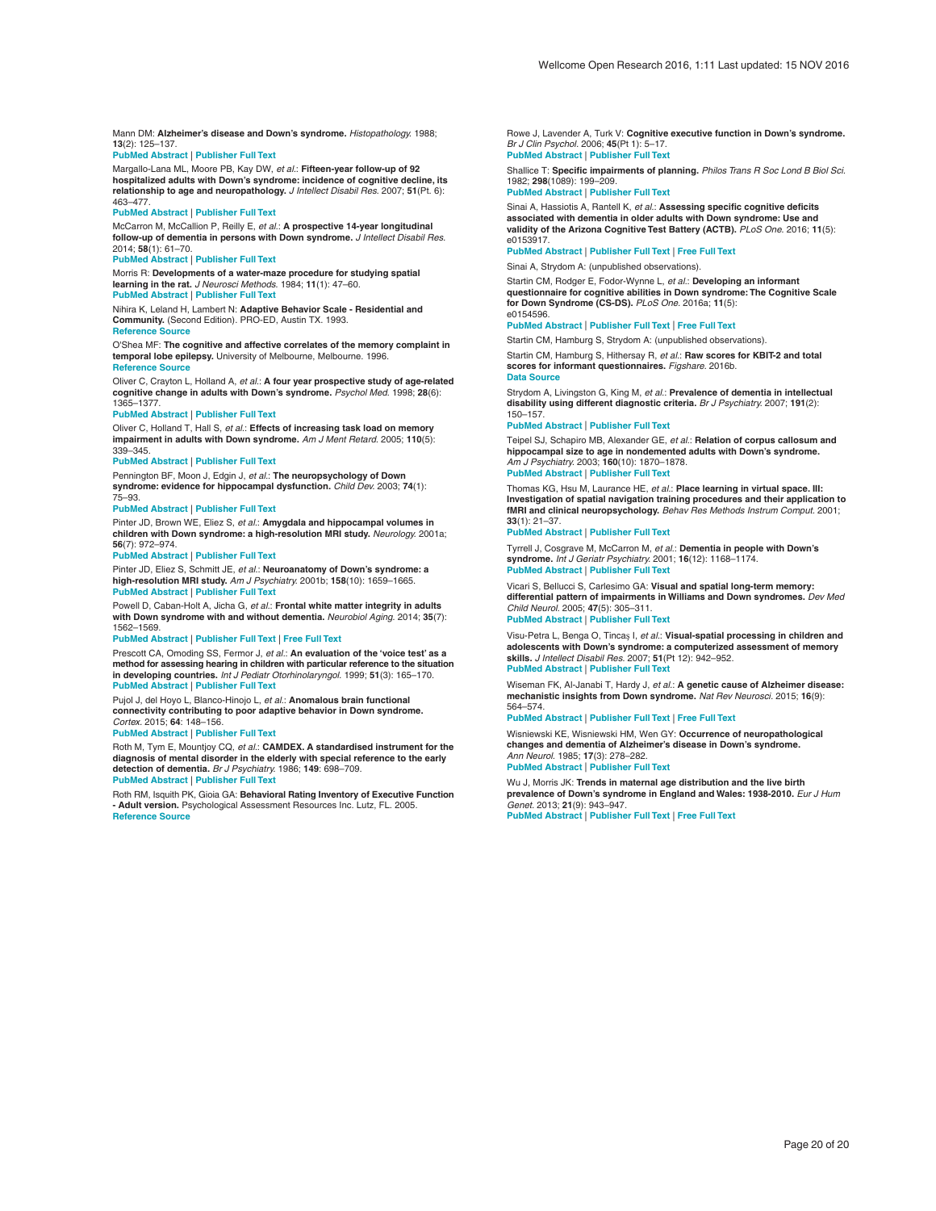Mann DM: **Alzheimer's disease and Down's syndrome.** *Histopathology.* 1988; **13**(2): 125–137.
**PubMed Abstract** | **Publisher Full Text**

Margallo-Lana ML, Moore PB, Kay DW, *et al.*: **Fifteen-year follow-up of 92 hospitalized adults with Down's syndrome: incidence of cognitive decline, its relationship to age and neuropathology.** *J Intellect Disabil Res.* 2007; **51**(Pt. 6): 463–477.
**PubMed Abstract** | **Publisher Full Text**

McCarron M, McCallion P, Reilly E, *et al.*: **A prospective 14-year longitudinal follow-up of dementia in persons with Down syndrome.** *J Intellect Disabil Res.* 2014; **58**(1): 61–70.
**PubMed Abstract** | **Publisher Full Text**

Morris R: **Developments of a water-maze procedure for studying spatial learning in the rat.** *J Neurosci Methods.* 1984; **11**(1): 47–60.
**PubMed Abstract** | **Publisher Full Text**

Nihira K, Leland H, Lambert N: **Adaptive Behavior Scale - Residential and Community.** (Second Edition). PRO-ED, Austin TX. 1993.
**Reference Source**

O'Shea MF: **The cognitive and affective correlates of the memory complaint in temporal lobe epilepsy.** University of Melbourne, Melbourne. 1996.
**Reference Source**

Oliver C, Crayton L, Holland A, *et al.*: **A four year prospective study of age-related cognitive change in adults with Down's syndrome.** *Psychol Med.* 1998; **28**(6): 1365–1377.
**PubMed Abstract** | **Publisher Full Text**

Oliver C, Holland T, Hall S, *et al.*: **Effects of increasing task load on memory impairment in adults with Down syndrome.** *Am J Ment Retard.* 2005; **110**(5): 339–345.
**PubMed Abstract** | **Publisher Full Text**

Pennington BF, Moon J, Edgin J, *et al.*: **The neuropsychology of Down syndrome: evidence for hippocampal dysfunction.** *Child Dev.* 2003; **74**(1): 75–93.
**PubMed Abstract** | **Publisher Full Text**

Pinter JD, Brown WE, Eliez S, *et al.*: **Amygdala and hippocampal volumes in children with Down syndrome: a high-resolution MRI study.** *Neurology.* 2001a; **56**(7): 972–974.
**PubMed Abstract** | **Publisher Full Text**

Pinter JD, Eliez S, Schmitt JE, *et al.*: **Neuroanatomy of Down's syndrome: a high-resolution MRI study.** *Am J Psychiatry.* 2001b; **158**(10): 1659–1665.
**PubMed Abstract** | **Publisher Full Text**

Powell D, Caban-Holt A, Jicha G, *et al.*: **Frontal white matter integrity in adults with Down syndrome with and without dementia.** *Neurobiol Aging.* 2014; **35**(7): 1562–1569.
**PubMed Abstract** | **Publisher Full Text** | **Free Full Text**

Prescott CA, Omoding SS, Fermor J, *et al.*: **An evaluation of the 'voice test' as a method for assessing hearing in children with particular reference to the situation in developing countries.** *Int J Pediatr Otorhinolaryngol.* 1999; **51**(3): 165–170.
**PubMed Abstract** | **Publisher Full Text**

Pujol J, del Hoyo L, Blanco-Hinojo L, *et al.*: **Anomalous brain functional connectivity contributing to poor adaptive behavior in Down syndrome.** *Cortex.* 2015; **64**: 148–156.
**PubMed Abstract** | **Publisher Full Text**

Roth M, Tym E, Mountjoy CQ, *et al.*: **CAMDEX. A standardised instrument for the diagnosis of mental disorder in the elderly with special reference to the early detection of dementia.** *Br J Psychiatry.* 1986; **149**: 698–709.
**PubMed Abstract** | **Publisher Full Text**

Roth RM, Isquith PK, Gioia GA: **Behavioral Rating Inventory of Executive Function - Adult version.** Psychological Assessment Resources Inc. Lutz, FL. 2005.
**Reference Source**

Rowe J, Lavender A, Turk V: **Cognitive executive function in Down's syndrome.** *Br J Clin Psychol.* 2006; **45**(Pt 1): 5–17.
**PubMed Abstract** | **Publisher Full Text**

Shallice T: **Specific impairments of planning.** *Philos Trans R Soc Lond B Biol Sci.* 1982; **298**(1089): 199–209.
**PubMed Abstract** | **Publisher Full Text**

Sinai A, Hassiotis A, Rantell K, *et al.*: **Assessing specific cognitive deficits associated with dementia in older adults with Down syndrome: Use and validity of the Arizona Cognitive Test Battery (ACTB).** *PLoS One.* 2016; **11**(5): e0153917.
**PubMed Abstract** | **Publisher Full Text** | **Free Full Text**

Sinai A, Strydom A: (unpublished observations).

Startin CM, Rodger E, Fodor-Wynne L, *et al.*: **Developing an informant questionnaire for cognitive abilities in Down syndrome: The Cognitive Scale for Down Syndrome (CS-DS).** *PLoS One.* 2016a; **11**(5): e0154596.
**PubMed Abstract** | **Publisher Full Text** | **Free Full Text**

Startin CM, Hamburg S, Strydom A: (unpublished observations).

Startin CM, Hamburg S, Hithersay R, *et al.*: **Raw scores for KBIT-2 and total scores for informant questionnaires.** *Figshare.* 2016b.
**Data Source**

Strydom A, Livingston G, King M, *et al.*: **Prevalence of dementia in intellectual disability using different diagnostic criteria.** *Br J Psychiatry.* 2007; **191**(2): 150–157.
**PubMed Abstract** | **Publisher Full Text**

Teipel SJ, Schapiro MB, Alexander GE, *et al.*: **Relation of corpus callosum and hippocampal size to age in nondemented adults with Down's syndrome.** *Am J Psychiatry.* 2003; **160**(10): 1870–1878.
**PubMed Abstract** | **Publisher Full Text**

Thomas KG, Hsu M, Laurance HE, *et al.*: **Place learning in virtual space. III: Investigation of spatial navigation training procedures and their application to fMRI and clinical neuropsychology.** *Behav Res Methods Instrum Comput.* 2001; **33**(1): 21–37.
**PubMed Abstract** | **Publisher Full Text**

Tyrrell J, Cosgrave M, McCarron M, *et al.*: **Dementia in people with Down's syndrome.** *Int J Geriatr Psychiatry.* 2001; **16**(12): 1168–1174.
**PubMed Abstract** | **Publisher Full Text**

Vicari S, Bellucci S, Carlesimo GA: **Visual and spatial long-term memory: differential pattern of impairments in Williams and Down syndromes.** *Dev Med Child Neurol.* 2005; **47**(5): 305–311.
**PubMed Abstract** | **Publisher Full Text**

Visu-Petra L, Benga O, Tincaş I, *et al.*: **Visual-spatial processing in children and adolescents with Down's syndrome: a computerized assessment of memory skills.** *J Intellect Disabil Res.* 2007; **51**(Pt 12): 942–952.
**PubMed Abstract** | **Publisher Full Text**

Wiseman FK, Al-Janabi T, Hardy J, *et al.*: **A genetic cause of Alzheimer disease: mechanistic insights from Down syndrome.** *Nat Rev Neurosci.* 2015; **16**(9): 564–574.
**PubMed Abstract** | **Publisher Full Text** | **Free Full Text**

Wisniewski KE, Wisniewski HM, Wen GY: **Occurrence of neuropathological changes and dementia of Alzheimer's disease in Down's syndrome.** *Ann Neurol.* 1985; **17**(3): 278–282.
**PubMed Abstract** | **Publisher Full Text**

Wu J, Morris JK: **Trends in maternal age distribution and the live birth prevalence of Down's syndrome in England and Wales: 1938-2010.** *Eur J Hum Genet.* 2013; **21**(9): 943–947.
**PubMed Abstract** | **Publisher Full Text** | **Free Full Text**